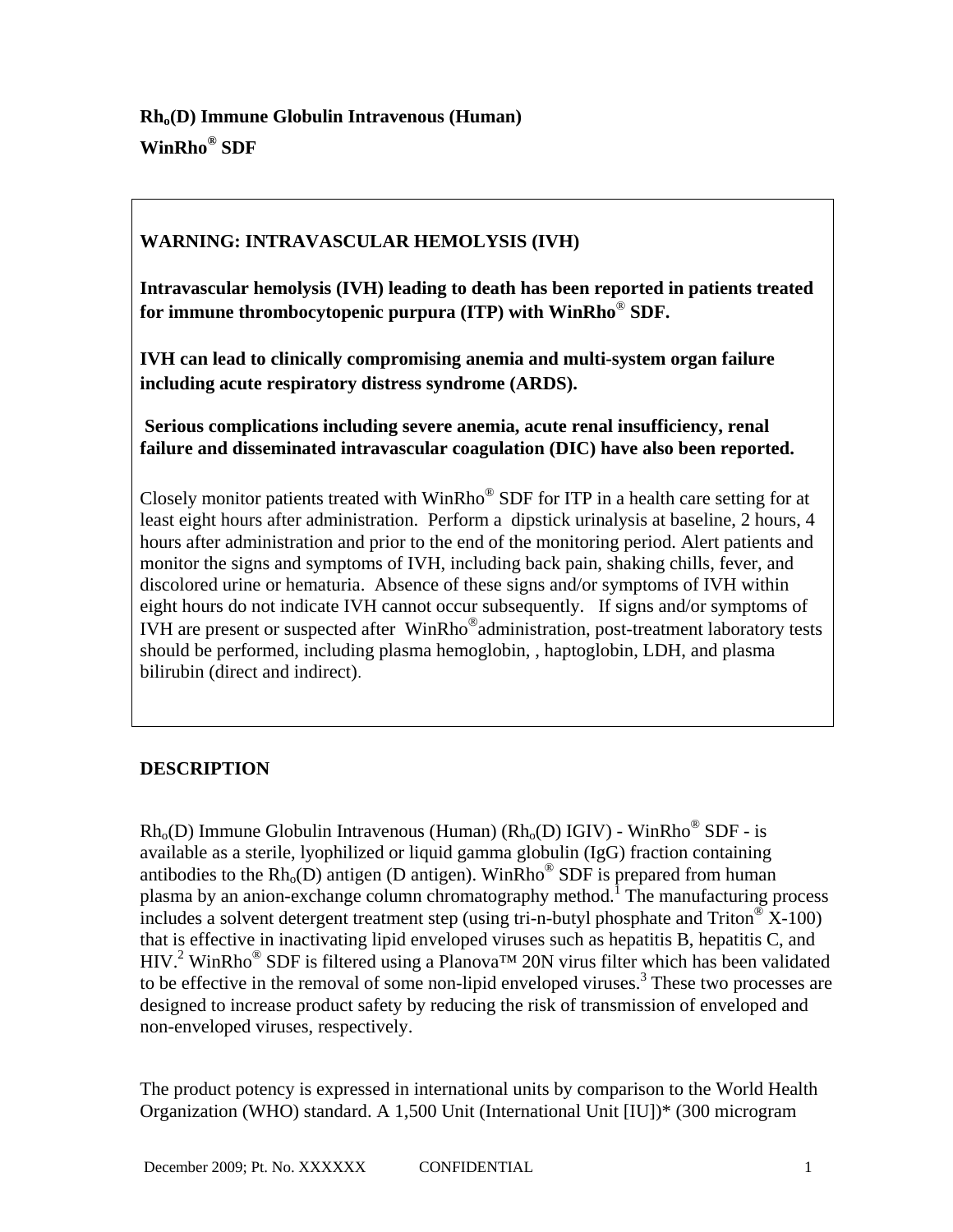**$Rh_o$(D) Immune Globulin Intravenous (Human)**

**WinRho® SDF**

**WARNING: INTRAVASCULAR HEMOLYSIS (IVH)**

**Intravascular hemolysis (IVH) leading to death has been reported in patients treated for immune thrombocytopenic purpura (ITP) with WinRho® SDF.**

**IVH can lead to clinically compromising anemia and multi-system organ failure including acute respiratory distress syndrome (ARDS).**

**Serious complications including severe anemia, acute renal insufficiency, renal failure and disseminated intravascular coagulation (DIC) have also been reported.**

Closely monitor patients treated with WinRho® SDF for ITP in a health care setting for at least eight hours after administration. Perform a dipstick urinalysis at baseline, 2 hours, 4 hours after administration and prior to the end of the monitoring period. Alert patients and monitor the signs and symptoms of IVH, including back pain, shaking chills, fever, and discolored urine or hematuria. Absence of these signs and/or symptoms of IVH within eight hours do not indicate IVH cannot occur subsequently. If signs and/or symptoms of IVH are present or suspected after WinRho® administration, post-treatment laboratory tests should be performed, including plasma hemoglobin, , haptoglobin, LDH, and plasma bilirubin (direct and indirect).

## DESCRIPTION

$Rh_o$(D) Immune Globulin Intravenous (Human) ($Rh_o$(D) IGIV) - WinRho® SDF - is available as a sterile, lyophilized or liquid gamma globulin (IgG) fraction containing antibodies to the $Rh_o$(D) antigen (D antigen). WinRho® SDF is prepared from human plasma by an anion-exchange column chromatography method.[1] The manufacturing process includes a solvent detergent treatment step (using tri-n-butyl phosphate and Triton® X-100) that is effective in inactivating lipid enveloped viruses such as hepatitis B, hepatitis C, and HIV.[2] WinRho® SDF is filtered using a Planova™ 20N virus filter which has been validated to be effective in the removal of some non-lipid enveloped viruses.[3] These two processes are designed to increase product safety by reducing the risk of transmission of enveloped and non-enveloped viruses, respectively.

The product potency is expressed in international units by comparison to the World Health Organization (WHO) standard. A 1,500 Unit (International Unit [IU])* (300 microgram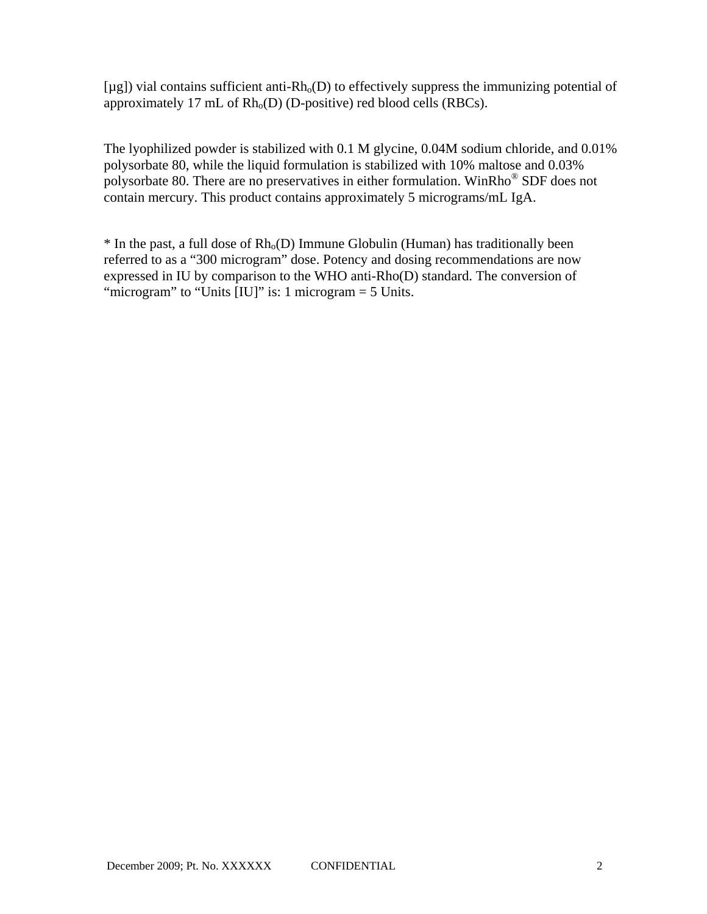[µg]) vial contains sufficient anti-$Rh_o$(D) to effectively suppress the immunizing potential of approximately 17 mL of $Rh_o$(D) (D-positive) red blood cells (RBCs).

The lyophilized powder is stabilized with 0.1 M glycine, 0.04M sodium chloride, and 0.01% polysorbate 80, while the liquid formulation is stabilized with 10% maltose and 0.03% polysorbate 80. There are no preservatives in either formulation. WinRho® SDF does not contain mercury. This product contains approximately 5 micrograms/mL IgA.

* In the past, a full dose of $Rh_o$(D) Immune Globulin (Human) has traditionally been referred to as a “300 microgram” dose. Potency and dosing recommendations are now expressed in IU by comparison to the WHO anti-Rho(D) standard. The conversion of “microgram” to “Units [IU]” is: 1 microgram = 5 Units.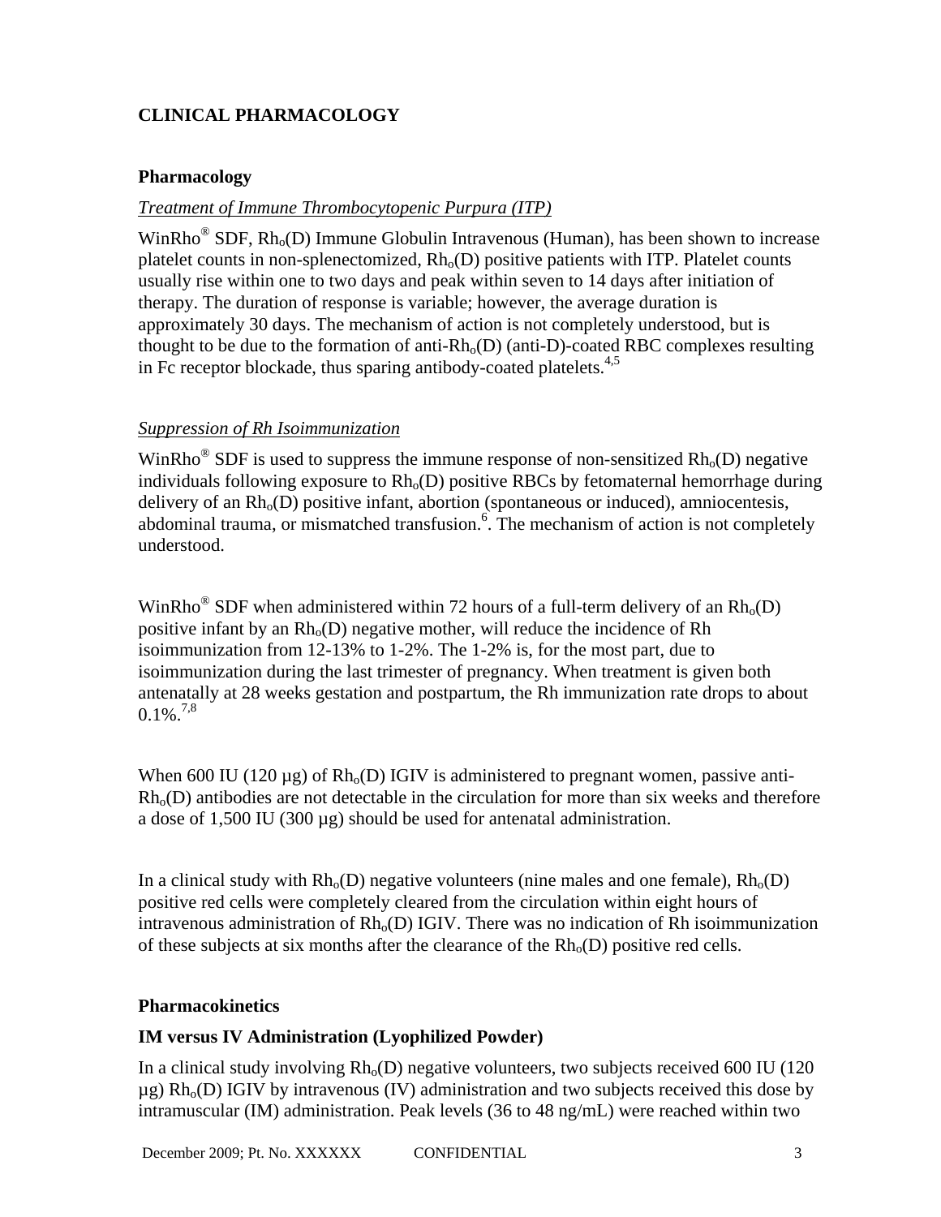# CLINICAL PHARMACOLOGY

## Pharmacology

*Treatment of Immune Thrombocytopenic Purpura (ITP)*

WinRho® SDF, $Rh_o(D)$ Immune Globulin Intravenous (Human), has been shown to increase platelet counts in non-splenectomized, $Rh_o(D)$ positive patients with ITP. Platelet counts usually rise within one to two days and peak within seven to 14 days after initiation of therapy. The duration of response is variable; however, the average duration is approximately 30 days. The mechanism of action is not completely understood, but is thought to be due to the formation of anti-$Rh_o(D)$ (anti-D)-coated RBC complexes resulting in Fc receptor blockade, thus sparing antibody-coated platelets.[4,5]

*Suppression of Rh Isoimmunization*

WinRho® SDF is used to suppress the immune response of non-sensitized $Rh_o(D)$ negative individuals following exposure to $Rh_o(D)$ positive RBCs by fetomaternal hemorrhage during delivery of an $Rh_o(D)$ positive infant, abortion (spontaneous or induced), amniocentesis, abdominal trauma, or mismatched transfusion.[6]. The mechanism of action is not completely understood.

WinRho® SDF when administered within 72 hours of a full-term delivery of an $Rh_o(D)$ positive infant by an $Rh_o(D)$ negative mother, will reduce the incidence of Rh isoimmunization from 12-13% to 1-2%. The 1-2% is, for the most part, due to isoimmunization during the last trimester of pregnancy. When treatment is given both antenatally at 28 weeks gestation and postpartum, the Rh immunization rate drops to about 0.1%.[7,8]

When 600 IU (120 µg) of $Rh_o(D)$ IGIV is administered to pregnant women, passive anti-$Rh_o(D)$ antibodies are not detectable in the circulation for more than six weeks and therefore a dose of 1,500 IU (300 µg) should be used for antenatal administration.

In a clinical study with $Rh_o(D)$ negative volunteers (nine males and one female), $Rh_o(D)$ positive red cells were completely cleared from the circulation within eight hours of intravenous administration of $Rh_o(D)$ IGIV. There was no indication of Rh isoimmunization of these subjects at six months after the clearance of the $Rh_o(D)$ positive red cells.

## Pharmacokinetics

### IM versus IV Administration (Lyophilized Powder)

In a clinical study involving $Rh_o(D)$ negative volunteers, two subjects received 600 IU (120 µg) $Rh_o(D)$ IGIV by intravenous (IV) administration and two subjects received this dose by intramuscular (IM) administration. Peak levels (36 to 48 ng/mL) were reached within two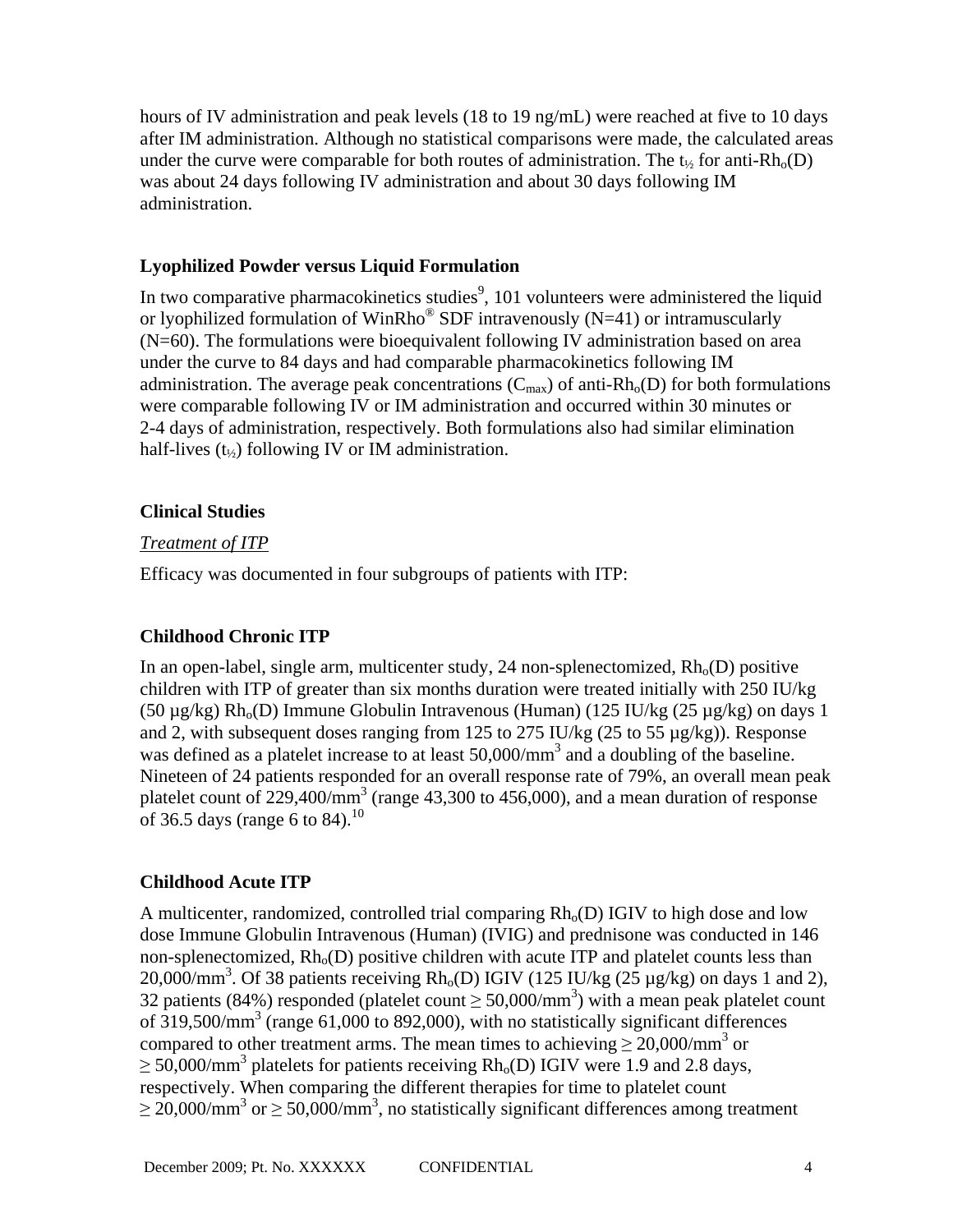hours of IV administration and peak levels (18 to 19 ng/mL) were reached at five to 10 days after IM administration. Although no statistical comparisons were made, the calculated areas under the curve were comparable for both routes of administration. The $t_{½}$ for anti-$Rh_o$(D) was about 24 days following IV administration and about 30 days following IM administration.

### Lyophilized Powder versus Liquid Formulation

In two comparative pharmacokinetics studies[9], 101 volunteers were administered the liquid or lyophilized formulation of WinRho® SDF intravenously (N=41) or intramuscularly (N=60). The formulations were bioequivalent following IV administration based on area under the curve to 84 days and had comparable pharmacokinetics following IM administration. The average peak concentrations ($C_{max}$) of anti-$Rh_o$(D) for both formulations were comparable following IV or IM administration and occurred within 30 minutes or 2-4 days of administration, respectively. Both formulations also had similar elimination half-lives ($t_{½}$) following IV or IM administration.

### Clinical Studies

*Treatment of ITP*

Efficacy was documented in four subgroups of patients with ITP:

### Childhood Chronic ITP

In an open-label, single arm, multicenter study, 24 non-splenectomized, $Rh_o$(D) positive children with ITP of greater than six months duration were treated initially with 250 IU/kg (50 µg/kg) $Rh_o$(D) Immune Globulin Intravenous (Human) (125 IU/kg (25 µg/kg) on days 1 and 2, with subsequent doses ranging from 125 to 275 IU/kg (25 to 55 µg/kg)). Response was defined as a platelet increase to at least 50,000/$mm^3$ and a doubling of the baseline. Nineteen of 24 patients responded for an overall response rate of 79%, an overall mean peak platelet count of 229,400/$mm^3$ (range 43,300 to 456,000), and a mean duration of response of 36.5 days (range 6 to 84).[10]

### Childhood Acute ITP

A multicenter, randomized, controlled trial comparing $Rh_o$(D) IGIV to high dose and low dose Immune Globulin Intravenous (Human) (IVIG) and prednisone was conducted in 146 non-splenectomized, $Rh_o$(D) positive children with acute ITP and platelet counts less than 20,000/$mm^3$. Of 38 patients receiving $Rh_o$(D) IGIV (125 IU/kg (25 µg/kg) on days 1 and 2), 32 patients (84%) responded (platelet count $\geq$ 50,000/$mm^3$) with a mean peak platelet count of 319,500/$mm^3$ (range 61,000 to 892,000), with no statistically significant differences compared to other treatment arms. The mean times to achieving $\geq$ 20,000/$mm^3$ or $\geq$ 50,000/$mm^3$ platelets for patients receiving $Rh_o$(D) IGIV were 1.9 and 2.8 days, respectively. When comparing the different therapies for time to platelet count $\geq$ 20,000/$mm^3$ or $\geq$ 50,000/$mm^3$, no statistically significant differences among treatment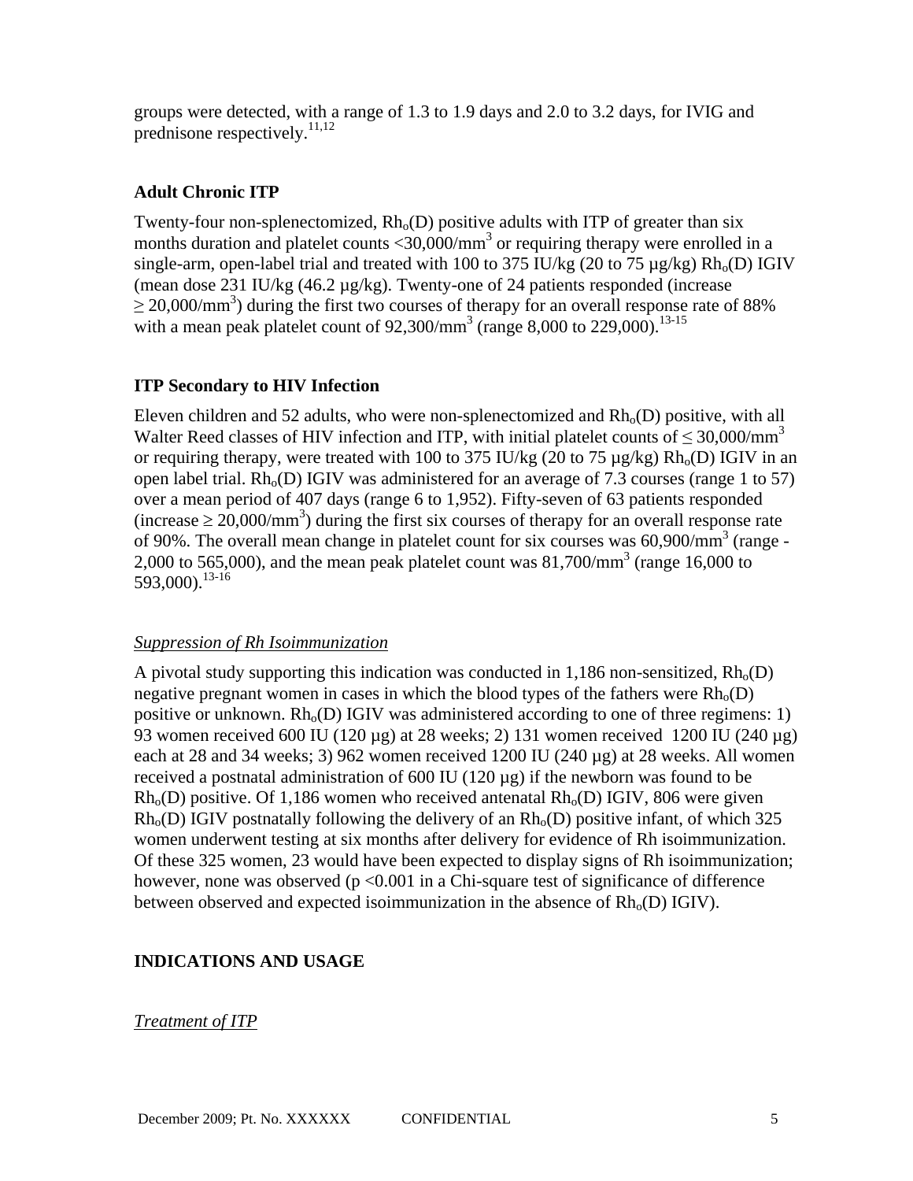groups were detected, with a range of 1.3 to 1.9 days and 2.0 to 3.2 days, for IVIG and prednisone respectively.[11,12]

### Adult Chronic ITP

Twenty-four non-splenectomized, $Rh_o$(D) positive adults with ITP of greater than six months duration and platelet counts <30,000/$mm^3$ or requiring therapy were enrolled in a single-arm, open-label trial and treated with 100 to 375 IU/kg (20 to 75 µg/kg) $Rh_o$(D) IGIV (mean dose 231 IU/kg (46.2 µg/kg). Twenty-one of 24 patients responded (increase ≥ 20,000/$mm^3$) during the first two courses of therapy for an overall response rate of 88% with a mean peak platelet count of 92,300/$mm^3$ (range 8,000 to 229,000).[13-15]

### ITP Secondary to HIV Infection

Eleven children and 52 adults, who were non-splenectomized and $Rh_o$(D) positive, with all Walter Reed classes of HIV infection and ITP, with initial platelet counts of ≤ 30,000/$mm^3$ or requiring therapy, were treated with 100 to 375 IU/kg (20 to 75 µg/kg) $Rh_o$(D) IGIV in an open label trial. $Rh_o$(D) IGIV was administered for an average of 7.3 courses (range 1 to 57) over a mean period of 407 days (range 6 to 1,952). Fifty-seven of 63 patients responded (increase ≥ 20,000/$mm^3$) during the first six courses of therapy for an overall response rate of 90%. The overall mean change in platelet count for six courses was 60,900/$mm^3$ (range -2,000 to 565,000), and the mean peak platelet count was 81,700/$mm^3$ (range 16,000 to 593,000).[13-16]

*Suppression of Rh Isoimmunization*

A pivotal study supporting this indication was conducted in 1,186 non-sensitized, $Rh_o$(D) negative pregnant women in cases in which the blood types of the fathers were $Rh_o$(D) positive or unknown. $Rh_o$(D) IGIV was administered according to one of three regimens: 1) 93 women received 600 IU (120 µg) at 28 weeks; 2) 131 women received 1200 IU (240 µg) each at 28 and 34 weeks; 3) 962 women received 1200 IU (240 µg) at 28 weeks. All women received a postnatal administration of 600 IU (120 µg) if the newborn was found to be $Rh_o$(D) positive. Of 1,186 women who received antenatal $Rh_o$(D) IGIV, 806 were given $Rh_o$(D) IGIV postnatally following the delivery of an $Rh_o$(D) positive infant, of which 325 women underwent testing at six months after delivery for evidence of Rh isoimmunization. Of these 325 women, 23 would have been expected to display signs of Rh isoimmunization; however, none was observed ($p < 0.001$ in a Chi-square test of significance of difference between observed and expected isoimmunization in the absence of $Rh_o$(D) IGIV).

## INDICATIONS AND USAGE

*Treatment of ITP*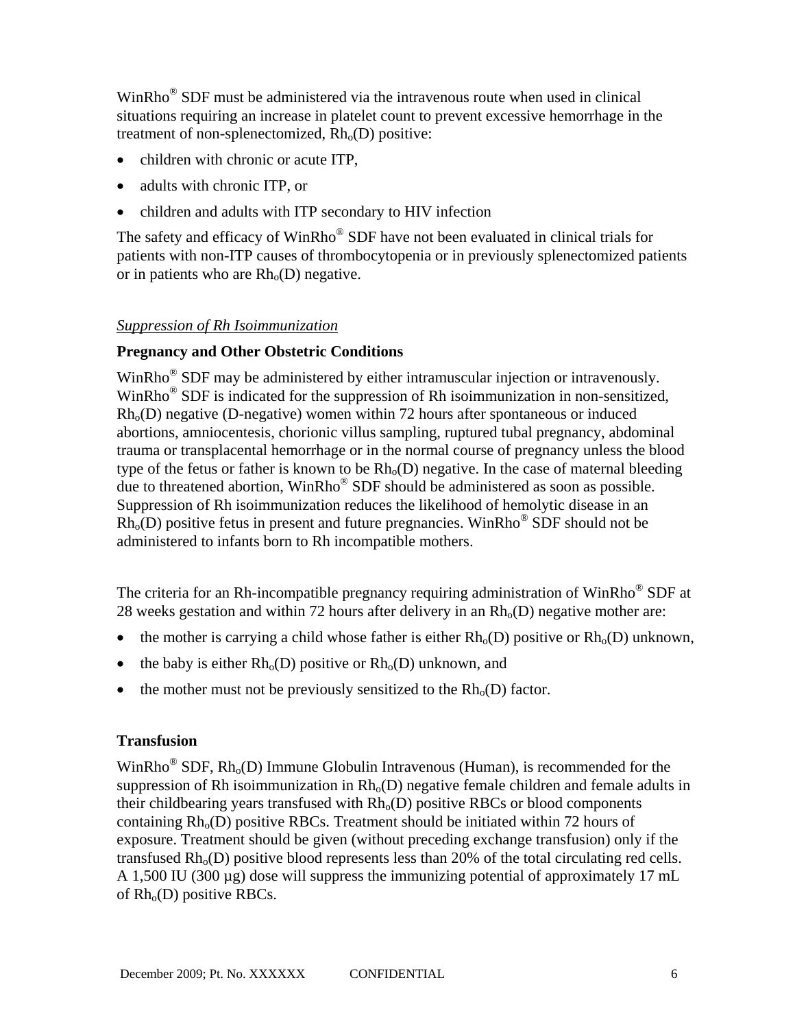WinRho® SDF must be administered via the intravenous route when used in clinical situations requiring an increase in platelet count to prevent excessive hemorrhage in the treatment of non-splenectomized, $Rh_o$(D) positive:

- children with chronic or acute ITP,
- adults with chronic ITP, or
- children and adults with ITP secondary to HIV infection

The safety and efficacy of WinRho® SDF have not been evaluated in clinical trials for patients with non-ITP causes of thrombocytopenia or in previously splenectomized patients or in patients who are $Rh_o$(D) negative.

*Suppression of Rh Isoimmunization*

**Pregnancy and Other Obstetric Conditions**

WinRho® SDF may be administered by either intramuscular injection or intravenously. WinRho® SDF is indicated for the suppression of Rh isoimmunization in non-sensitized, $Rh_o$(D) negative (D-negative) women within 72 hours after spontaneous or induced abortions, amniocentesis, chorionic villus sampling, ruptured tubal pregnancy, abdominal trauma or transplacental hemorrhage or in the normal course of pregnancy unless the blood type of the fetus or father is known to be $Rh_o$(D) negative. In the case of maternal bleeding due to threatened abortion, WinRho® SDF should be administered as soon as possible. Suppression of Rh isoimmunization reduces the likelihood of hemolytic disease in an $Rh_o$(D) positive fetus in present and future pregnancies. WinRho® SDF should not be administered to infants born to Rh incompatible mothers.

The criteria for an Rh-incompatible pregnancy requiring administration of WinRho® SDF at 28 weeks gestation and within 72 hours after delivery in an $Rh_o$(D) negative mother are:

- the mother is carrying a child whose father is either $Rh_o$(D) positive or $Rh_o$(D) unknown,
- the baby is either $Rh_o$(D) positive or $Rh_o$(D) unknown, and
- the mother must not be previously sensitized to the $Rh_o$(D) factor.

**Transfusion**

WinRho® SDF, $Rh_o$(D) Immune Globulin Intravenous (Human), is recommended for the suppression of Rh isoimmunization in $Rh_o$(D) negative female children and female adults in their childbearing years transfused with $Rh_o$(D) positive RBCs or blood components containing $Rh_o$(D) positive RBCs. Treatment should be initiated within 72 hours of exposure. Treatment should be given (without preceding exchange transfusion) only if the transfused $Rh_o$(D) positive blood represents less than 20% of the total circulating red cells. A 1,500 IU (300 µg) dose will suppress the immunizing potential of approximately 17 mL of $Rh_o$(D) positive RBCs.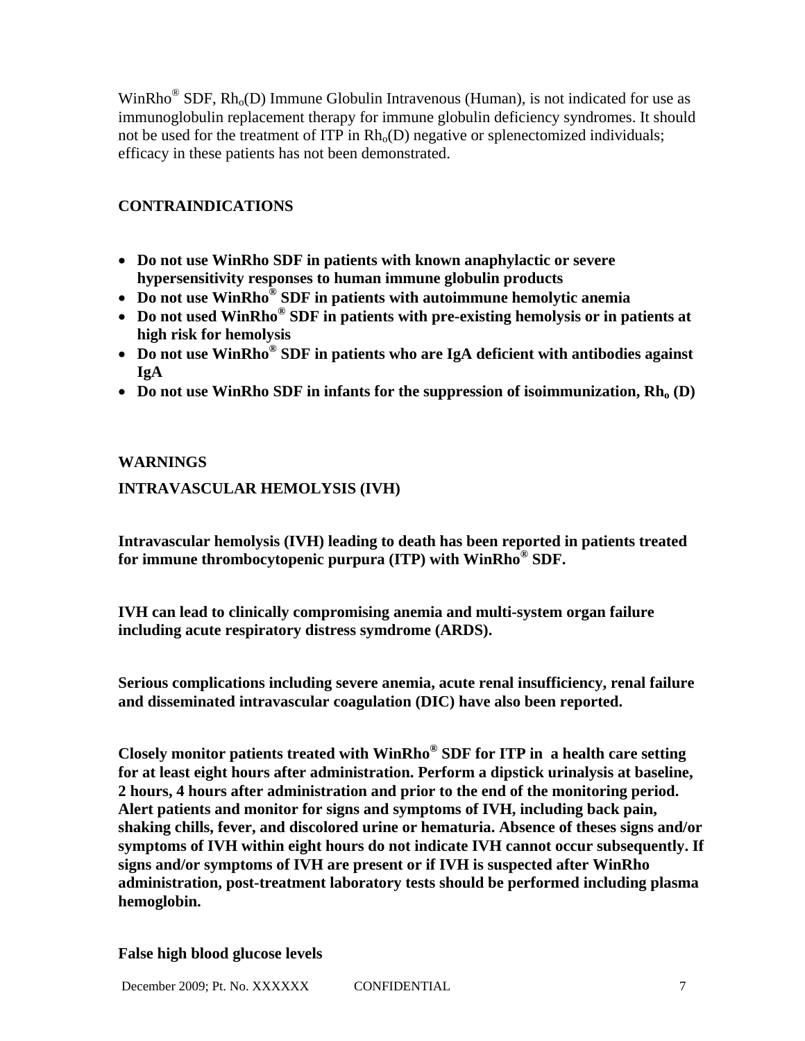WinRho® SDF, $Rh_o(D)$ Immune Globulin Intravenous (Human), is not indicated for use as immunoglobulin replacement therapy for immune globulin deficiency syndromes. It should not be used for the treatment of ITP in $Rh_o(D)$ negative or splenectomized individuals; efficacy in these patients has not been demonstrated.

## CONTRAINDICATIONS

- **Do not use WinRho SDF in patients with known anaphylactic or severe hypersensitivity responses to human immune globulin products**
- **Do not use WinRho® SDF in patients with autoimmune hemolytic anemia**
- **Do not used WinRho® SDF in patients with pre-existing hemolysis or in patients at high risk for hemolysis**
- **Do not use WinRho® SDF in patients who are IgA deficient with antibodies against IgA**
- **Do not use WinRho SDF in infants for the suppression of isoimmunization, $Rh_o$ (D)**

## WARNINGS

### INTRAVASCULAR HEMOLYSIS (IVH)

**Intravascular hemolysis (IVH) leading to death has been reported in patients treated for immune thrombocytopenic purpura (ITP) with WinRho® SDF.**

**IVH can lead to clinically compromising anemia and multi-system organ failure including acute respiratory distress symdrome (ARDS).**

**Serious complications including severe anemia, acute renal insufficiency, renal failure and disseminated intravascular coagulation (DIC) have also been reported.**

**Closely monitor patients treated with WinRho® SDF for ITP in a health care setting for at least eight hours after administration. Perform a dipstick urinalysis at baseline, 2 hours, 4 hours after administration and prior to the end of the monitoring period. Alert patients and monitor for signs and symptoms of IVH, including back pain, shaking chills, fever, and discolored urine or hematuria. Absence of theses signs and/or symptoms of IVH within eight hours do not indicate IVH cannot occur subsequently. If signs and/or symptoms of IVH are present or if IVH is suspected after WinRho administration, post-treatment laboratory tests should be performed including plasma hemoglobin.**

### False high blood glucose levels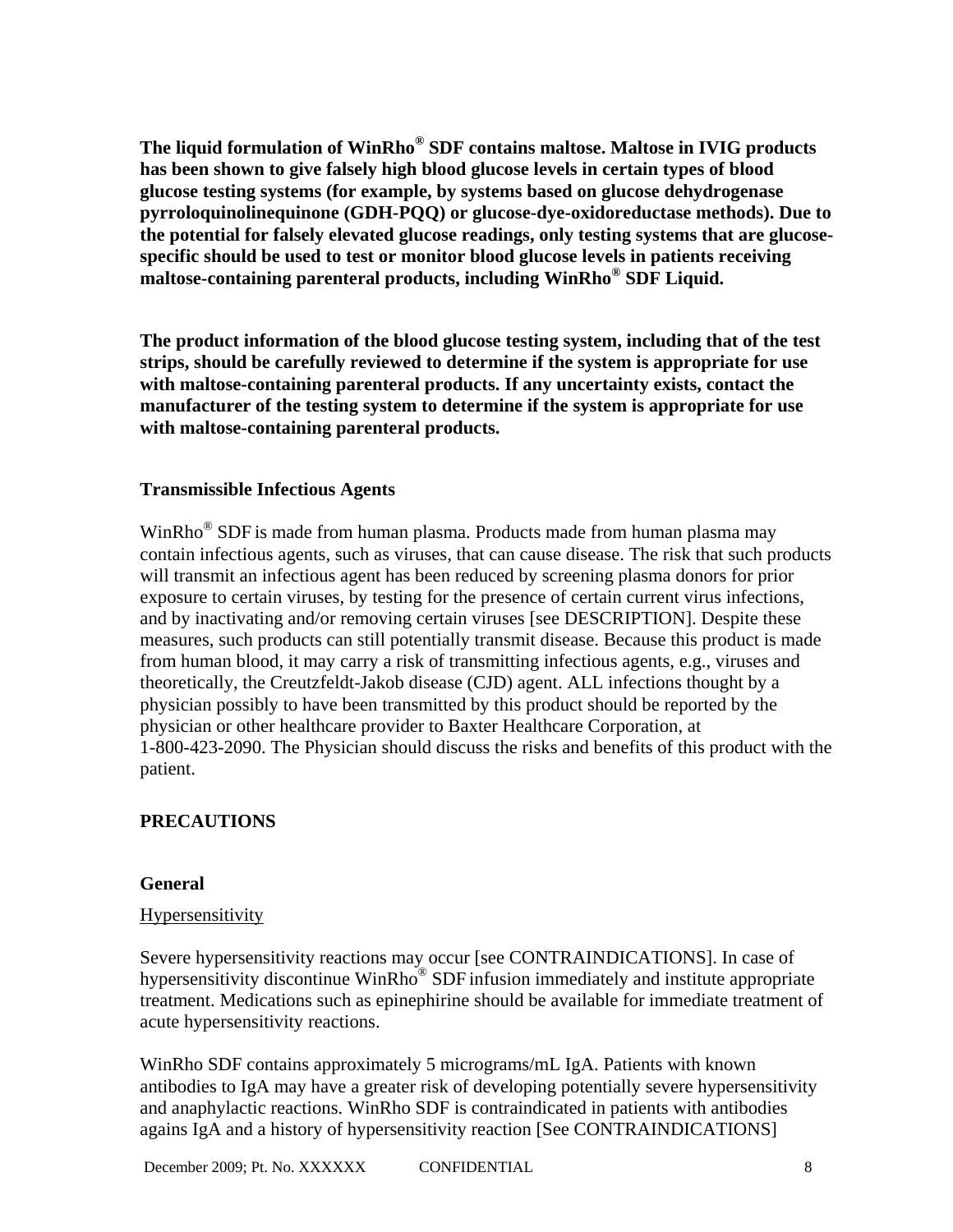**The liquid formulation of WinRho® SDF contains maltose. Maltose in IVIG products has been shown to give falsely high blood glucose levels in certain types of blood glucose testing systems (for example, by systems based on glucose dehydrogenase pyrroloquinolinequinone (GDH-PQQ) or glucose-dye-oxidoreductase methods). Due to the potential for falsely elevated glucose readings, only testing systems that are glucose-specific should be used to test or monitor blood glucose levels in patients receiving maltose-containing parenteral products, including WinRho® SDF Liquid.**

**The product information of the blood glucose testing system, including that of the test strips, should be carefully reviewed to determine if the system is appropriate for use with maltose-containing parenteral products. If any uncertainty exists, contact the manufacturer of the testing system to determine if the system is appropriate for use with maltose-containing parenteral products.**

**Transmissible Infectious Agents**

WinRho® SDF is made from human plasma. Products made from human plasma may contain infectious agents, such as viruses, that can cause disease. The risk that such products will transmit an infectious agent has been reduced by screening plasma donors for prior exposure to certain viruses, by testing for the presence of certain current virus infections, and by inactivating and/or removing certain viruses [see DESCRIPTION]. Despite these measures, such products can still potentially transmit disease. Because this product is made from human blood, it may carry a risk of transmitting infectious agents, e.g., viruses and theoretically, the Creutzfeldt-Jakob disease (CJD) agent. ALL infections thought by a physician possibly to have been transmitted by this product should be reported by the physician or other healthcare provider to Baxter Healthcare Corporation, at 1-800-423-2090. The Physician should discuss the risks and benefits of this product with the patient.

## PRECAUTIONS

### General

Hypersensitivity

Severe hypersensitivity reactions may occur [see CONTRAINDICATIONS]. In case of hypersensitivity discontinue WinRho® SDF infusion immediately and institute appropriate treatment. Medications such as epinephirine should be available for immediate treatment of acute hypersensitivity reactions.

WinRho SDF contains approximately 5 micrograms/mL IgA. Patients with known antibodies to IgA may have a greater risk of developing potentially severe hypersensitivity and anaphylactic reactions. WinRho SDF is contraindicated in patients with antibodies agains IgA and a history of hypersensitivity reaction [See CONTRAINDICATIONS]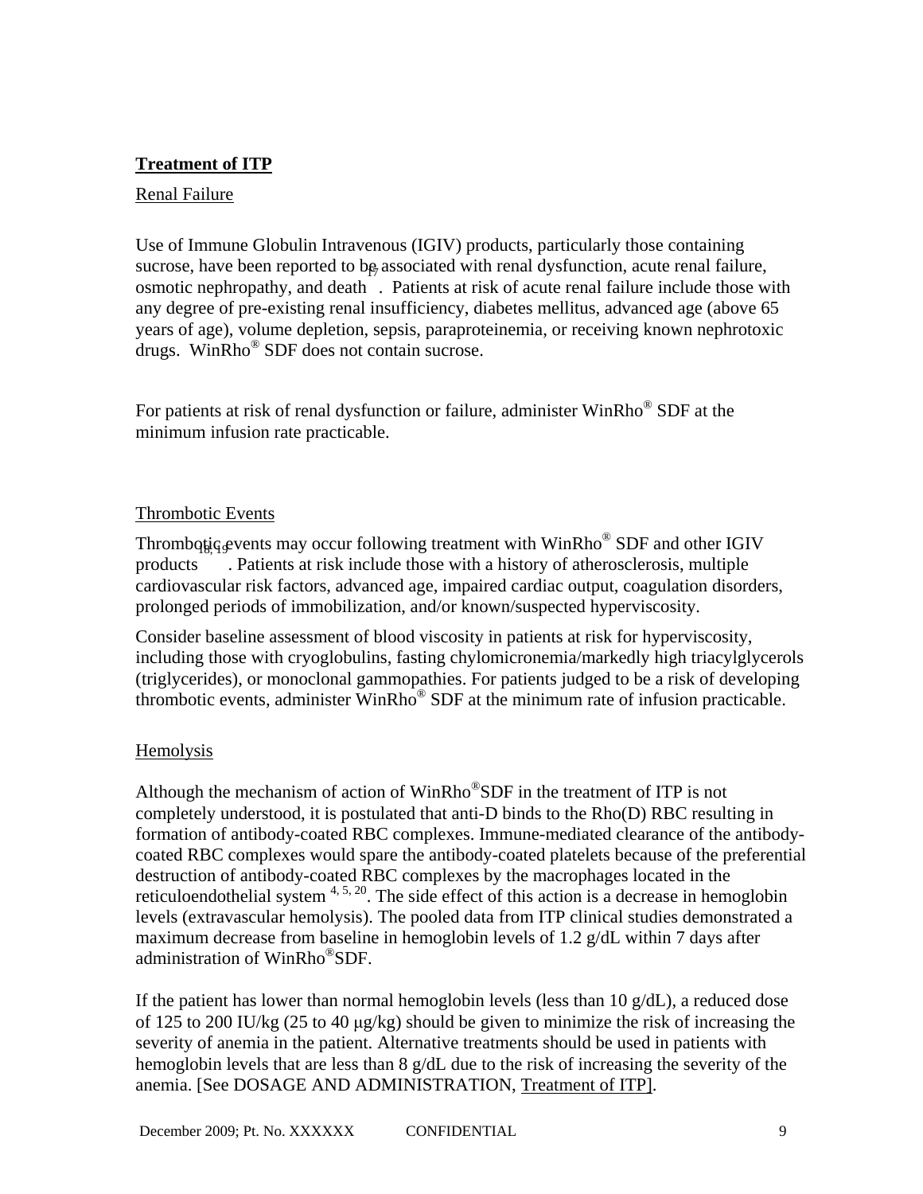**Treatment of ITP**

Renal Failure

Use of Immune Globulin Intravenous (IGIV) products, particularly those containing sucrose, have been reported to be associated with renal dysfunction, acute renal failure, osmotic nephropathy, and death [17]. Patients at risk of acute renal failure include those with any degree of pre-existing renal insufficiency, diabetes mellitus, advanced age (above 65 years of age), volume depletion, sepsis, paraproteinemia, or receiving known nephrotoxic drugs. WinRho® SDF does not contain sucrose.

For patients at risk of renal dysfunction or failure, administer WinRho® SDF at the minimum infusion rate practicable.

Thrombotic Events

Thrombotic events may occur following treatment with WinRho® SDF and other IGIV products [18, 19]. Patients at risk include those with a history of atherosclerosis, multiple cardiovascular risk factors, advanced age, impaired cardiac output, coagulation disorders, prolonged periods of immobilization, and/or known/suspected hyperviscosity.

Consider baseline assessment of blood viscosity in patients at risk for hyperviscosity, including those with cryoglobulins, fasting chylomicronemia/markedly high triacylglycerols (triglycerides), or monoclonal gammopathies. For patients judged to be a risk of developing thrombotic events, administer WinRho® SDF at the minimum rate of infusion practicable.

Hemolysis

Although the mechanism of action of WinRho®SDF in the treatment of ITP is not completely understood, it is postulated that anti-D binds to the Rho(D) RBC resulting in formation of antibody-coated RBC complexes. Immune-mediated clearance of the antibody-coated RBC complexes would spare the antibody-coated platelets because of the preferential destruction of antibody-coated RBC complexes by the macrophages located in the reticuloendothelial system [4, 5, 20]. The side effect of this action is a decrease in hemoglobin levels (extravascular hemolysis). The pooled data from ITP clinical studies demonstrated a maximum decrease from baseline in hemoglobin levels of 1.2 g/dL within 7 days after administration of WinRho®SDF.

If the patient has lower than normal hemoglobin levels (less than 10 g/dL), a reduced dose of 125 to 200 IU/kg (25 to 40 μg/kg) should be given to minimize the risk of increasing the severity of anemia in the patient. Alternative treatments should be used in patients with hemoglobin levels that are less than 8 g/dL due to the risk of increasing the severity of the anemia. [See DOSAGE AND ADMINISTRATION, Treatment of ITP].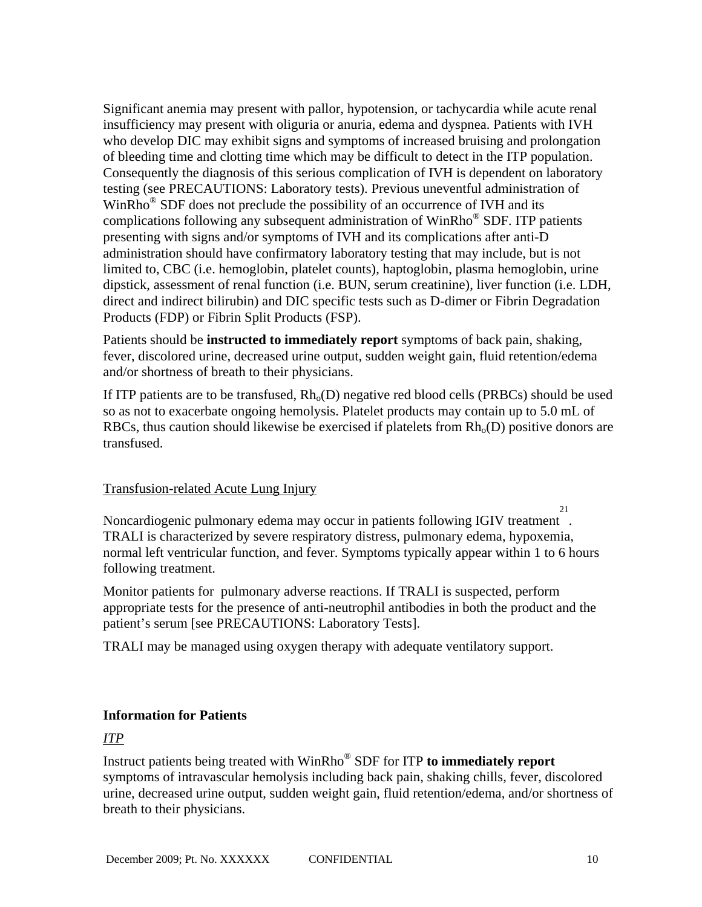Significant anemia may present with pallor, hypotension, or tachycardia while acute renal insufficiency may present with oliguria or anuria, edema and dyspnea. Patients with IVH who develop DIC may exhibit signs and symptoms of increased bruising and prolongation of bleeding time and clotting time which may be difficult to detect in the ITP population. Consequently the diagnosis of this serious complication of IVH is dependent on laboratory testing (see PRECAUTIONS: Laboratory tests). Previous uneventful administration of WinRho® SDF does not preclude the possibility of an occurrence of IVH and its complications following any subsequent administration of WinRho® SDF. ITP patients presenting with signs and/or symptoms of IVH and its complications after anti-D administration should have confirmatory laboratory testing that may include, but is not limited to, CBC (i.e. hemoglobin, platelet counts), haptoglobin, plasma hemoglobin, urine dipstick, assessment of renal function (i.e. BUN, serum creatinine), liver function (i.e. LDH, direct and indirect bilirubin) and DIC specific tests such as D-dimer or Fibrin Degradation Products (FDP) or Fibrin Split Products (FSP).

Patients should be **instructed to immediately report** symptoms of back pain, shaking, fever, discolored urine, decreased urine output, sudden weight gain, fluid retention/edema and/or shortness of breath to their physicians.

If ITP patients are to be transfused, $Rh_o$(D) negative red blood cells (PRBCs) should be used so as not to exacerbate ongoing hemolysis. Platelet products may contain up to 5.0 mL of RBCs, thus caution should likewise be exercised if platelets from $Rh_o$(D) positive donors are transfused.

Transfusion-related Acute Lung Injury

Noncardiogenic pulmonary edema may occur in patients following IGIV treatment[21]. TRALI is characterized by severe respiratory distress, pulmonary edema, hypoxemia, normal left ventricular function, and fever. Symptoms typically appear within 1 to 6 hours following treatment.

Monitor patients for pulmonary adverse reactions. If TRALI is suspected, perform appropriate tests for the presence of anti-neutrophil antibodies in both the product and the patient's serum [see PRECAUTIONS: Laboratory Tests].

TRALI may be managed using oxygen therapy with adequate ventilatory support.

**Information for Patients**

*ITP*

Instruct patients being treated with WinRho® SDF for ITP **to immediately report** symptoms of intravascular hemolysis including back pain, shaking chills, fever, discolored urine, decreased urine output, sudden weight gain, fluid retention/edema, and/or shortness of breath to their physicians.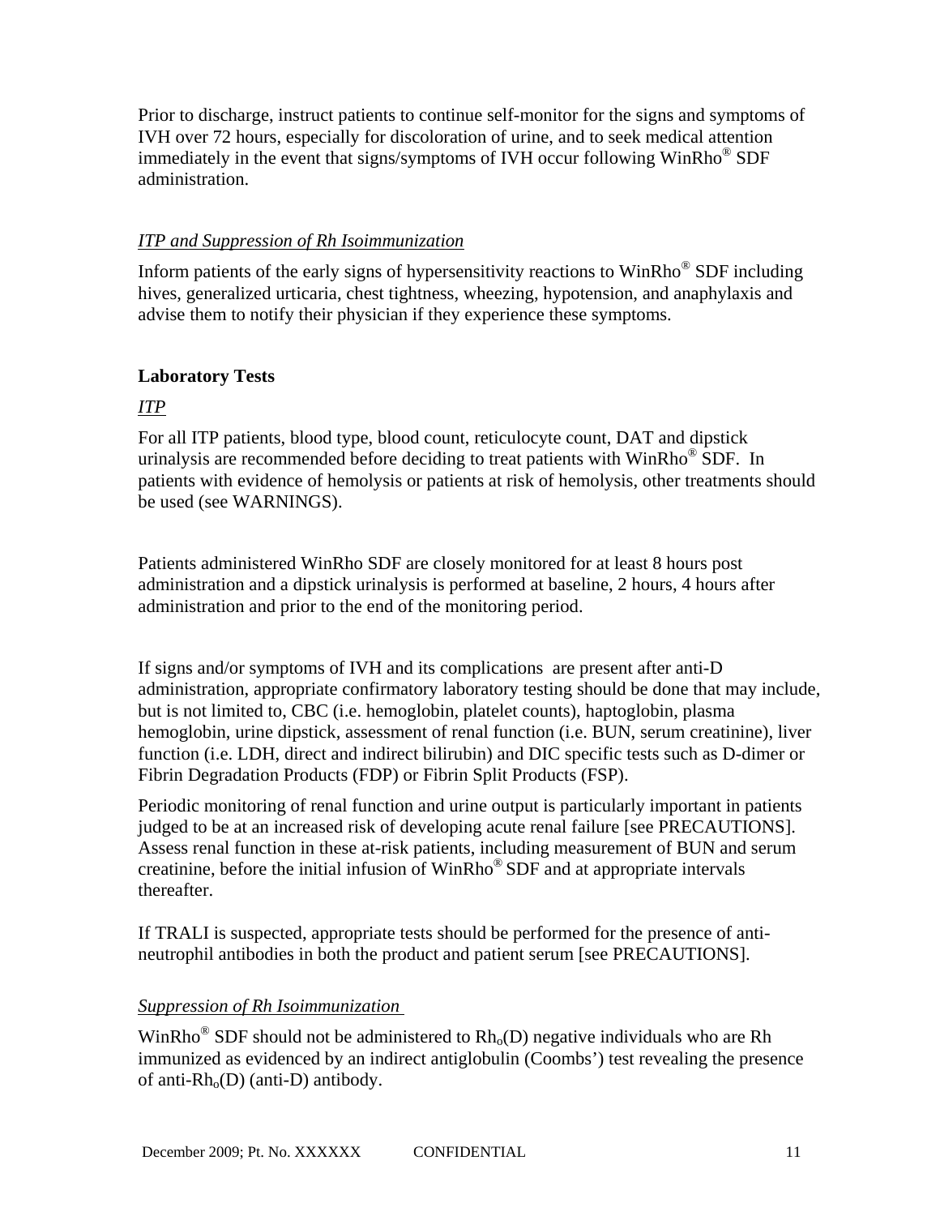Prior to discharge, instruct patients to continue self-monitor for the signs and symptoms of IVH over 72 hours, especially for discoloration of urine, and to seek medical attention immediately in the event that signs/symptoms of IVH occur following WinRho® SDF administration.

*ITP and Suppression of Rh Isoimmunization*

Inform patients of the early signs of hypersensitivity reactions to WinRho® SDF including hives, generalized urticaria, chest tightness, wheezing, hypotension, and anaphylaxis and advise them to notify their physician if they experience these symptoms.

**Laboratory Tests**

*ITP*

For all ITP patients, blood type, blood count, reticulocyte count, DAT and dipstick urinalysis are recommended before deciding to treat patients with WinRho® SDF. In patients with evidence of hemolysis or patients at risk of hemolysis, other treatments should be used (see WARNINGS).

Patients administered WinRho SDF are closely monitored for at least 8 hours post administration and a dipstick urinalysis is performed at baseline, 2 hours, 4 hours after administration and prior to the end of the monitoring period.

If signs and/or symptoms of IVH and its complications are present after anti-D administration, appropriate confirmatory laboratory testing should be done that may include, but is not limited to, CBC (i.e. hemoglobin, platelet counts), haptoglobin, plasma hemoglobin, urine dipstick, assessment of renal function (i.e. BUN, serum creatinine), liver function (i.e. LDH, direct and indirect bilirubin) and DIC specific tests such as D-dimer or Fibrin Degradation Products (FDP) or Fibrin Split Products (FSP).

Periodic monitoring of renal function and urine output is particularly important in patients judged to be at an increased risk of developing acute renal failure [see PRECAUTIONS]. Assess renal function in these at-risk patients, including measurement of BUN and serum creatinine, before the initial infusion of WinRho® SDF and at appropriate intervals thereafter.

If TRALI is suspected, appropriate tests should be performed for the presence of anti-neutrophil antibodies in both the product and patient serum [see PRECAUTIONS].

*Suppression of Rh Isoimmunization*

WinRho® SDF should not be administered to $Rh_o$(D) negative individuals who are Rh immunized as evidenced by an indirect antiglobulin (Coombs') test revealing the presence of anti-$Rh_o$(D) (anti-D) antibody.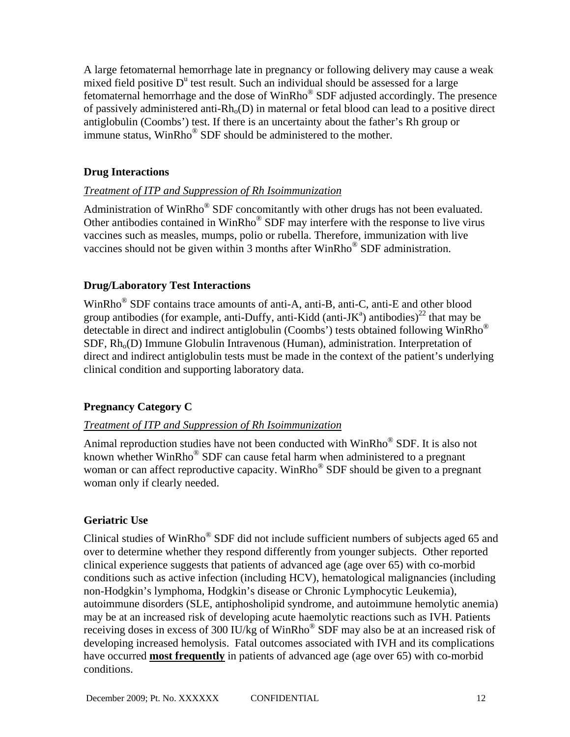A large fetomaternal hemorrhage late in pregnancy or following delivery may cause a weak mixed field positive $D^u$ test result. Such an individual should be assessed for a large fetomaternal hemorrhage and the dose of WinRho® SDF adjusted accordingly. The presence of passively administered anti-$Rh_o$(D) in maternal or fetal blood can lead to a positive direct antiglobulin (Coombs') test. If there is an uncertainty about the father's Rh group or immune status, WinRho® SDF should be administered to the mother.

### Drug Interactions

*Treatment of ITP and Suppression of Rh Isoimmunization*

Administration of WinRho® SDF concomitantly with other drugs has not been evaluated. Other antibodies contained in WinRho® SDF may interfere with the response to live virus vaccines such as measles, mumps, polio or rubella. Therefore, immunization with live vaccines should not be given within 3 months after WinRho® SDF administration.

### Drug/Laboratory Test Interactions

WinRho® SDF contains trace amounts of anti-A, anti-B, anti-C, anti-E and other blood group antibodies (for example, anti-Duffy, anti-Kidd (anti-$JK^a$) antibodies)[22] that may be detectable in direct and indirect antiglobulin (Coombs') tests obtained following WinRho® SDF, $Rh_o$(D) Immune Globulin Intravenous (Human), administration. Interpretation of direct and indirect antiglobulin tests must be made in the context of the patient's underlying clinical condition and supporting laboratory data.

### Pregnancy Category C

*Treatment of ITP and Suppression of Rh Isoimmunization*

Animal reproduction studies have not been conducted with WinRho® SDF. It is also not known whether WinRho® SDF can cause fetal harm when administered to a pregnant woman or can affect reproductive capacity. WinRho® SDF should be given to a pregnant woman only if clearly needed.

### Geriatric Use

Clinical studies of WinRho® SDF did not include sufficient numbers of subjects aged 65 and over to determine whether they respond differently from younger subjects. Other reported clinical experience suggests that patients of advanced age (age over 65) with co-morbid conditions such as active infection (including HCV), hematological malignancies (including non-Hodgkin's lymphoma, Hodgkin's disease or Chronic Lymphocytic Leukemia), autoimmune disorders (SLE, antiphosholipid syndrome, and autoimmune hemolytic anemia) may be at an increased risk of developing acute haemolytic reactions such as IVH. Patients receiving doses in excess of 300 IU/kg of WinRho® SDF may also be at an increased risk of developing increased hemolysis. Fatal outcomes associated with IVH and its complications have occurred **most frequently** in patients of advanced age (age over 65) with co-morbid conditions.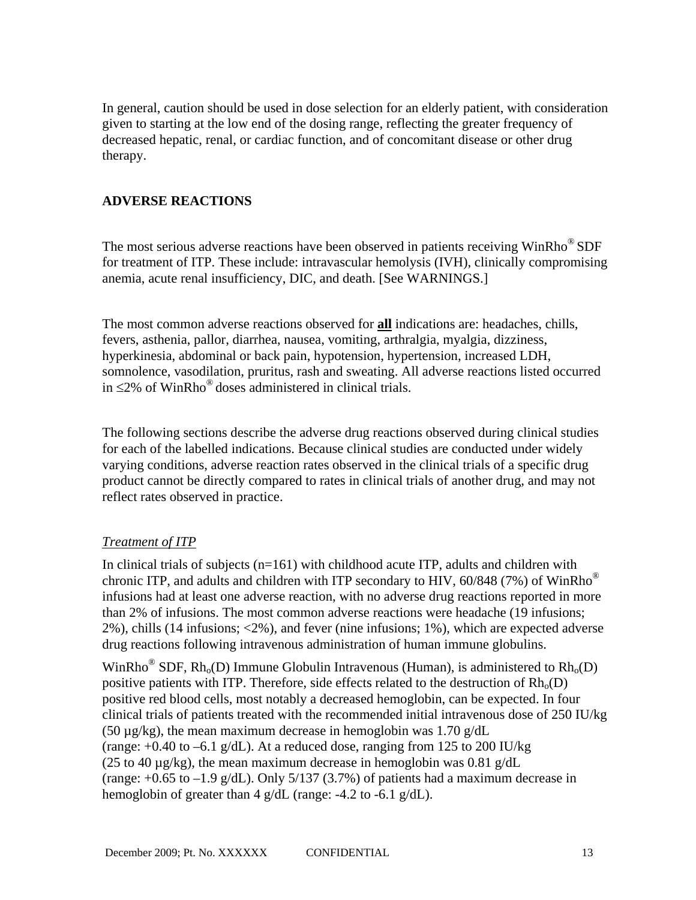In general, caution should be used in dose selection for an elderly patient, with consideration given to starting at the low end of the dosing range, reflecting the greater frequency of decreased hepatic, renal, or cardiac function, and of concomitant disease or other drug therapy.

## ADVERSE REACTIONS

The most serious adverse reactions have been observed in patients receiving WinRho® SDF for treatment of ITP. These include: intravascular hemolysis (IVH), clinically compromising anemia, acute renal insufficiency, DIC, and death. [See WARNINGS.]

The most common adverse reactions observed for **all** indications are: headaches, chills, fevers, asthenia, pallor, diarrhea, nausea, vomiting, arthralgia, myalgia, dizziness, hyperkinesia, abdominal or back pain, hypotension, hypertension, increased LDH, somnolence, vasodilation, pruritus, rash and sweating. All adverse reactions listed occurred in ≤2% of WinRho® doses administered in clinical trials.

The following sections describe the adverse drug reactions observed during clinical studies for each of the labelled indications. Because clinical studies are conducted under widely varying conditions, adverse reaction rates observed in the clinical trials of a specific drug product cannot be directly compared to rates in clinical trials of another drug, and may not reflect rates observed in practice.

*Treatment of ITP*

In clinical trials of subjects (n=161) with childhood acute ITP, adults and children with chronic ITP, and adults and children with ITP secondary to HIV, 60/848 (7%) of WinRho® infusions had at least one adverse reaction, with no adverse drug reactions reported in more than 2% of infusions. The most common adverse reactions were headache (19 infusions; 2%), chills (14 infusions; <2%), and fever (nine infusions; 1%), which are expected adverse drug reactions following intravenous administration of human immune globulins.

WinRho® SDF, $Rh_o(D)$ Immune Globulin Intravenous (Human), is administered to $Rh_o(D)$ positive patients with ITP. Therefore, side effects related to the destruction of $Rh_o(D)$ positive red blood cells, most notably a decreased hemoglobin, can be expected. In four clinical trials of patients treated with the recommended initial intravenous dose of 250 IU/kg (50 µg/kg), the mean maximum decrease in hemoglobin was 1.70 g/dL (range: +0.40 to –6.1 g/dL). At a reduced dose, ranging from 125 to 200 IU/kg (25 to 40 µg/kg), the mean maximum decrease in hemoglobin was 0.81 g/dL (range: +0.65 to –1.9 g/dL). Only 5/137 (3.7%) of patients had a maximum decrease in hemoglobin of greater than 4 g/dL (range: -4.2 to -6.1 g/dL).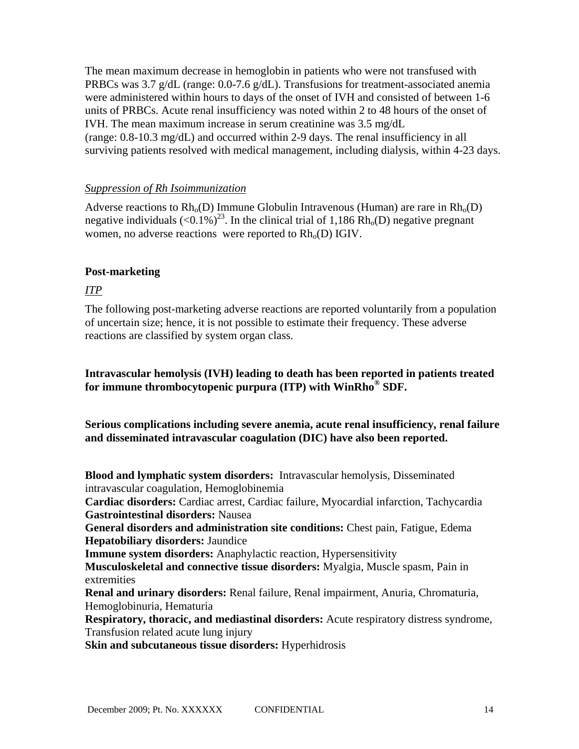The mean maximum decrease in hemoglobin in patients who were not transfused with PRBCs was 3.7 g/dL (range: 0.0-7.6 g/dL). Transfusions for treatment-associated anemia were administered within hours to days of the onset of IVH and consisted of between 1-6 units of PRBCs. Acute renal insufficiency was noted within 2 to 48 hours of the onset of IVH. The mean maximum increase in serum creatinine was 3.5 mg/dL (range: 0.8-10.3 mg/dL) and occurred within 2-9 days. The renal insufficiency in all surviving patients resolved with medical management, including dialysis, within 4-23 days.

*Suppression of Rh Isoimmunization*

Adverse reactions to $Rh_o$(D) Immune Globulin Intravenous (Human) are rare in $Rh_o$(D) negative individuals (<0.1%)[23]. In the clinical trial of 1,186 $Rh_o$(D) negative pregnant women, no adverse reactions were reported to $Rh_o$(D) IGIV.

**Post-marketing**

*ITP*

The following post-marketing adverse reactions are reported voluntarily from a population of uncertain size; hence, it is not possible to estimate their frequency. These adverse reactions are classified by system organ class.

**Intravascular hemolysis (IVH) leading to death has been reported in patients treated for immune thrombocytopenic purpura (ITP) with WinRho® SDF.**

**Serious complications including severe anemia, acute renal insufficiency, renal failure and disseminated intravascular coagulation (DIC) have also been reported.**

**Blood and lymphatic system disorders:** Intravascular hemolysis, Disseminated intravascular coagulation, Hemoglobinemia
**Cardiac disorders:** Cardiac arrest, Cardiac failure, Myocardial infarction, Tachycardia
**Gastrointestinal disorders:** Nausea
**General disorders and administration site conditions:** Chest pain, Fatigue, Edema
**Hepatobiliary disorders:** Jaundice
**Immune system disorders:** Anaphylactic reaction, Hypersensitivity
**Musculoskeletal and connective tissue disorders:** Myalgia, Muscle spasm, Pain in extremities
**Renal and urinary disorders:** Renal failure, Renal impairment, Anuria, Chromaturia, Hemoglobinuria, Hematuria
**Respiratory, thoracic, and mediastinal disorders:** Acute respiratory distress syndrome, Transfusion related acute lung injury
**Skin and subcutaneous tissue disorders:** Hyperhidrosis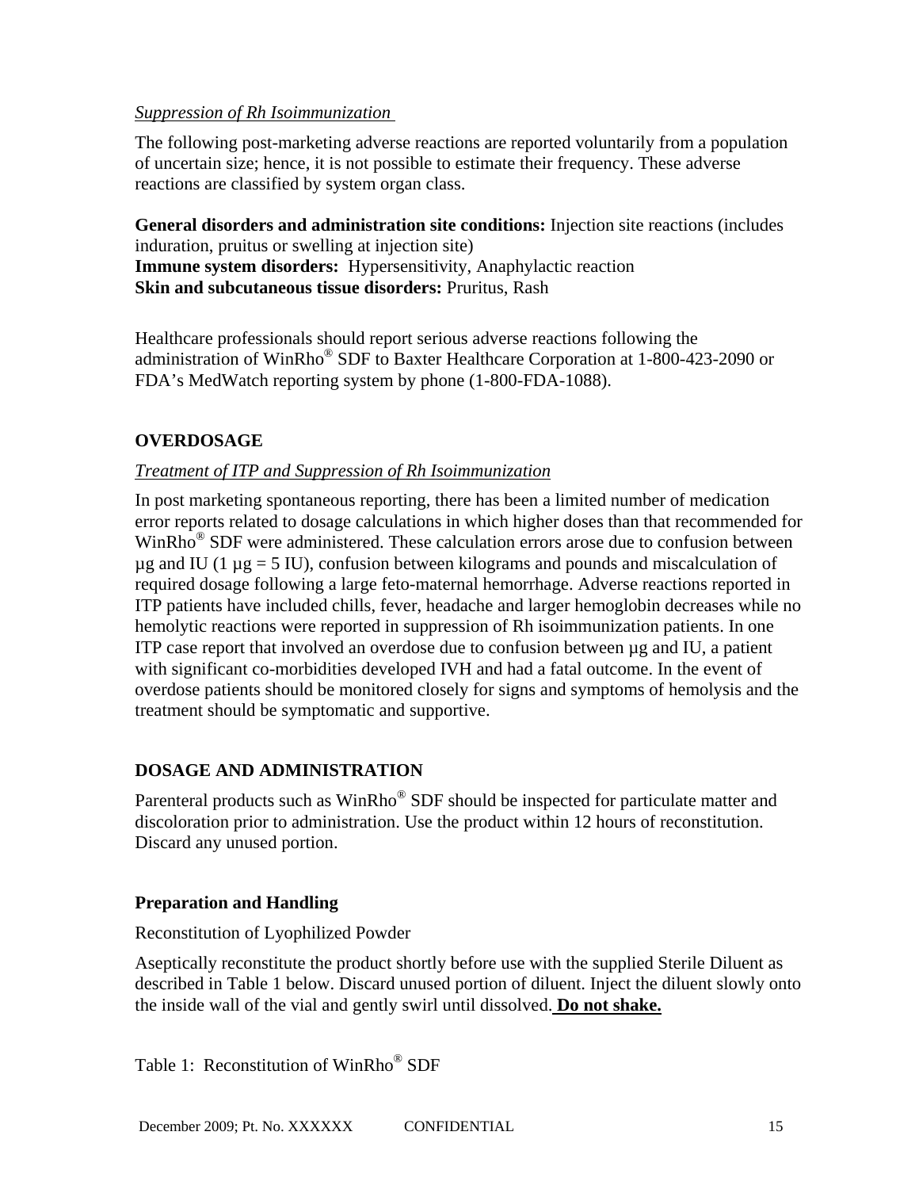*Suppression of Rh Isoimmunization*

The following post-marketing adverse reactions are reported voluntarily from a population of uncertain size; hence, it is not possible to estimate their frequency. These adverse reactions are classified by system organ class.

**General disorders and administration site conditions:** Injection site reactions (includes induration, pruitus or swelling at injection site)
**Immune system disorders:** Hypersensitivity, Anaphylactic reaction
**Skin and subcutaneous tissue disorders:** Pruritus, Rash

Healthcare professionals should report serious adverse reactions following the administration of WinRho® SDF to Baxter Healthcare Corporation at 1-800-423-2090 or FDA's MedWatch reporting system by phone (1-800-FDA-1088).

## OVERDOSAGE

*Treatment of ITP and Suppression of Rh Isoimmunization*

In post marketing spontaneous reporting, there has been a limited number of medication error reports related to dosage calculations in which higher doses than that recommended for WinRho® SDF were administered. These calculation errors arose due to confusion between µg and IU (1 µg = 5 IU), confusion between kilograms and pounds and miscalculation of required dosage following a large feto-maternal hemorrhage. Adverse reactions reported in ITP patients have included chills, fever, headache and larger hemoglobin decreases while no hemolytic reactions were reported in suppression of Rh isoimmunization patients. In one ITP case report that involved an overdose due to confusion between µg and IU, a patient with significant co-morbidities developed IVH and had a fatal outcome. In the event of overdose patients should be monitored closely for signs and symptoms of hemolysis and the treatment should be symptomatic and supportive.

## DOSAGE AND ADMINISTRATION

Parenteral products such as WinRho® SDF should be inspected for particulate matter and discoloration prior to administration. Use the product within 12 hours of reconstitution. Discard any unused portion.

### Preparation and Handling

Reconstitution of Lyophilized Powder

Aseptically reconstitute the product shortly before use with the supplied Sterile Diluent as described in Table 1 below. Discard unused portion of diluent. Inject the diluent slowly onto the inside wall of the vial and gently swirl until dissolved. **Do not shake.**

Table 1: Reconstitution of WinRho® SDF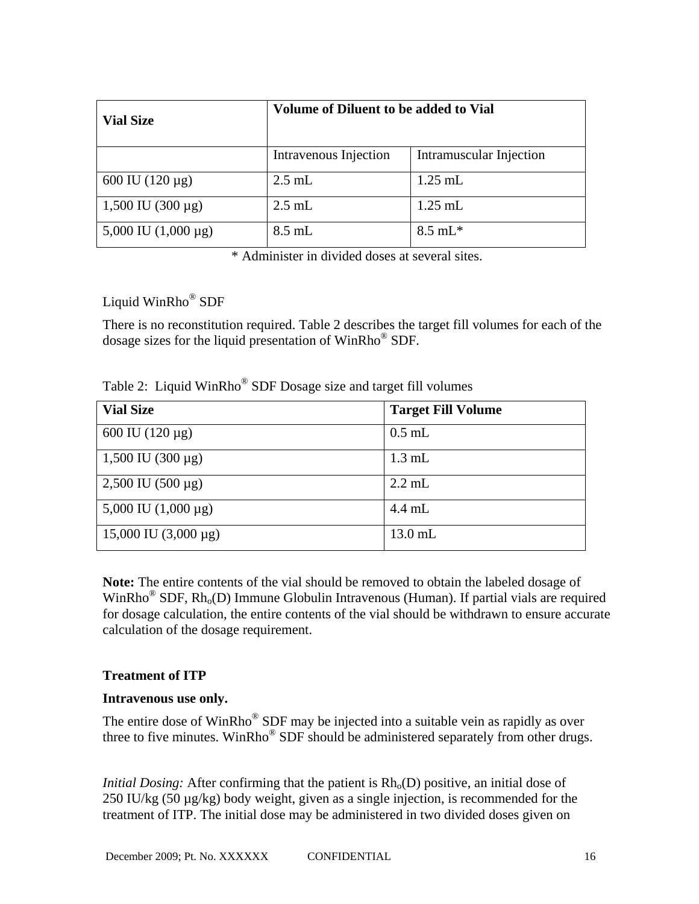| Vial Size | Volume of Diluent to be added to Vial | |
|---|---|---|
| | Intravenous Injection | Intramuscular Injection |
| 600 IU (120 µg) | 2.5 mL | 1.25 mL |
| 1,500 IU (300 µg) | 2.5 mL | 1.25 mL |
| 5,000 IU (1,000 µg) | 8.5 mL | 8.5 mL* |

* Administer in divided doses at several sites.

Liquid WinRho® SDF

There is no reconstitution required. Table 2 describes the target fill volumes for each of the dosage sizes for the liquid presentation of WinRho® SDF.

Table 2: Liquid WinRho® SDF Dosage size and target fill volumes

| Vial Size | Target Fill Volume |
|---|---|
| 600 IU (120 µg) | 0.5 mL |
| 1,500 IU (300 µg) | 1.3 mL |
| 2,500 IU (500 µg) | 2.2 mL |
| 5,000 IU (1,000 µg) | 4.4 mL |
| 15,000 IU (3,000 µg) | 13.0 mL |

**Note:** The entire contents of the vial should be removed to obtain the labeled dosage of WinRho® SDF, $Rh_o$(D) Immune Globulin Intravenous (Human). If partial vials are required for dosage calculation, the entire contents of the vial should be withdrawn to ensure accurate calculation of the dosage requirement.

**Treatment of ITP**

**Intravenous use only.**

The entire dose of WinRho® SDF may be injected into a suitable vein as rapidly as over three to five minutes. WinRho® SDF should be administered separately from other drugs.

*Initial Dosing:* After confirming that the patient is $Rh_o$(D) positive, an initial dose of 250 IU/kg (50 µg/kg) body weight, given as a single injection, is recommended for the treatment of ITP. The initial dose may be administered in two divided doses given on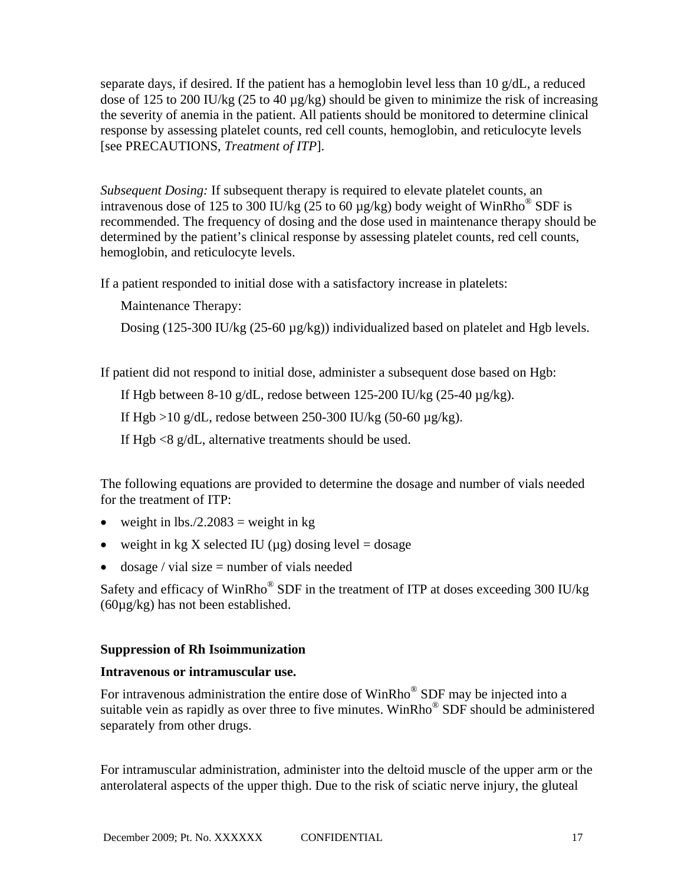separate days, if desired. If the patient has a hemoglobin level less than 10 g/dL, a reduced dose of 125 to 200 IU/kg (25 to 40 µg/kg) should be given to minimize the risk of increasing the severity of anemia in the patient. All patients should be monitored to determine clinical response by assessing platelet counts, red cell counts, hemoglobin, and reticulocyte levels [see PRECAUTIONS, *Treatment of ITP*].

*Subsequent Dosing:* If subsequent therapy is required to elevate platelet counts, an intravenous dose of 125 to 300 IU/kg (25 to 60 µg/kg) body weight of WinRho® SDF is recommended. The frequency of dosing and the dose used in maintenance therapy should be determined by the patient's clinical response by assessing platelet counts, red cell counts, hemoglobin, and reticulocyte levels.

If a patient responded to initial dose with a satisfactory increase in platelets:

Maintenance Therapy:

Dosing (125-300 IU/kg (25-60 µg/kg)) individualized based on platelet and Hgb levels.

If patient did not respond to initial dose, administer a subsequent dose based on Hgb:

If Hgb between 8-10 g/dL, redose between 125-200 IU/kg (25-40 µg/kg).

If Hgb >10 g/dL, redose between 250-300 IU/kg (50-60 µg/kg).

If Hgb <8 g/dL, alternative treatments should be used.

The following equations are provided to determine the dosage and number of vials needed for the treatment of ITP:

- weight in lbs./2.2083 = weight in kg
- weight in kg X selected IU (µg) dosing level = dosage
- dosage / vial size = number of vials needed

Safety and efficacy of WinRho® SDF in the treatment of ITP at doses exceeding 300 IU/kg (60µg/kg) has not been established.

**Suppression of Rh Isoimmunization**

**Intravenous or intramuscular use.**

For intravenous administration the entire dose of WinRho® SDF may be injected into a suitable vein as rapidly as over three to five minutes. WinRho® SDF should be administered separately from other drugs.

For intramuscular administration, administer into the deltoid muscle of the upper arm or the anterolateral aspects of the upper thigh. Due to the risk of sciatic nerve injury, the gluteal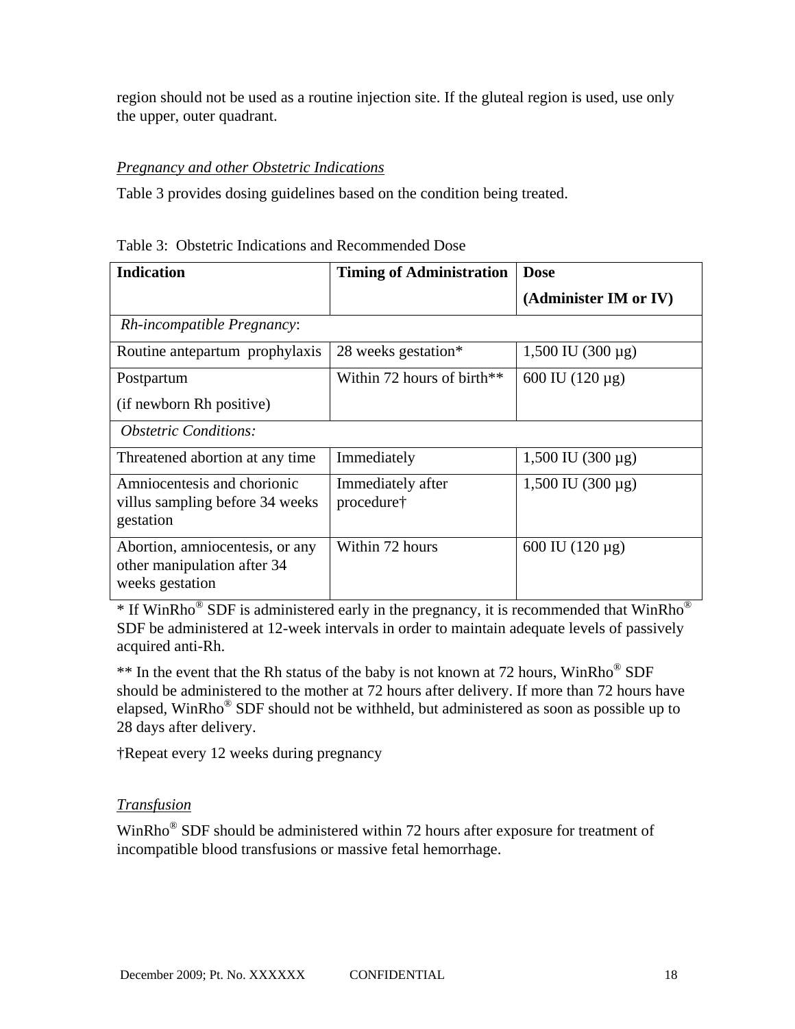region should not be used as a routine injection site. If the gluteal region is used, use only the upper, outer quadrant.

*Pregnancy and other Obstetric Indications*

Table 3 provides dosing guidelines based on the condition being treated.

Table 3: Obstetric Indications and Recommended Dose

| **Indication** | **Timing of Administration** | **Dose (Administer IM or IV)** |
|---|---|---|
| *Rh-incompatible Pregnancy*: | | |
| Routine antepartum prophylaxis | 28 weeks gestation* | 1,500 IU (300 µg) |
| Postpartum (if newborn Rh positive) | Within 72 hours of birth** | 600 IU (120 µg) |
| *Obstetric Conditions:* | | |
| Threatened abortion at any time | Immediately | 1,500 IU (300 µg) |
| Amniocentesis and chorionic villus sampling before 34 weeks gestation | Immediately after procedure† | 1,500 IU (300 µg) |
| Abortion, amniocentesis, or any other manipulation after 34 weeks gestation | Within 72 hours | 600 IU (120 µg) |

* If WinRho® SDF is administered early in the pregnancy, it is recommended that WinRho® SDF be administered at 12-week intervals in order to maintain adequate levels of passively acquired anti-Rh.

** In the event that the Rh status of the baby is not known at 72 hours, WinRho® SDF should be administered to the mother at 72 hours after delivery. If more than 72 hours have elapsed, WinRho® SDF should not be withheld, but administered as soon as possible up to 28 days after delivery.

†Repeat every 12 weeks during pregnancy

*Transfusion*

WinRho® SDF should be administered within 72 hours after exposure for treatment of incompatible blood transfusions or massive fetal hemorrhage.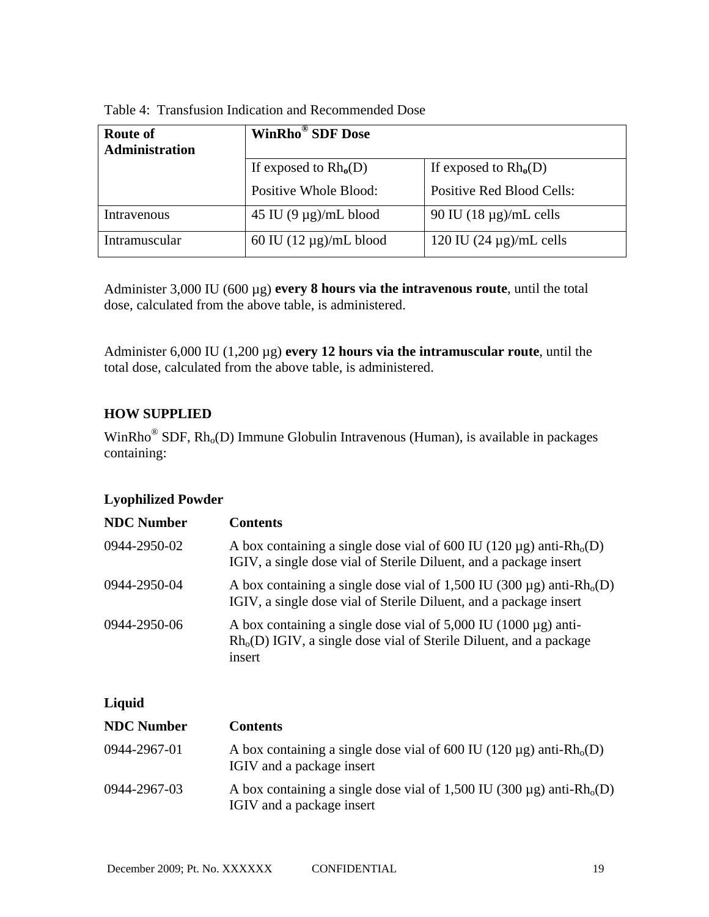Table 4: Transfusion Indication and Recommended Dose

| Route of Administration | WinRho® SDF Dose | |
|---|---|---|
| | If exposed to $Rh_o(D)$ Positive Whole Blood: | If exposed to $Rh_o(D)$ Positive Red Blood Cells: |
| Intravenous | 45 IU (9 µg)/mL blood | 90 IU (18 µg)/mL cells |
| Intramuscular | 60 IU (12 µg)/mL blood | 120 IU (24 µg)/mL cells |

Administer 3,000 IU (600 µg) **every 8 hours via the intravenous route**, until the total dose, calculated from the above table, is administered.

Administer 6,000 IU (1,200 µg) **every 12 hours via the intramuscular route**, until the total dose, calculated from the above table, is administered.

## HOW SUPPLIED

WinRho® SDF, $Rh_o(D)$ Immune Globulin Intravenous (Human), is available in packages containing:

### Lyophilized Powder

| NDC Number | Contents |
|---|---|
| 0944-2950-02 | A box containing a single dose vial of 600 IU (120 µg) anti-$Rh_o(D)$ IGIV, a single dose vial of Sterile Diluent, and a package insert |
| 0944-2950-04 | A box containing a single dose vial of 1,500 IU (300 µg) anti-$Rh_o(D)$ IGIV, a single dose vial of Sterile Diluent, and a package insert |
| 0944-2950-06 | A box containing a single dose vial of 5,000 IU (1000 µg) anti-$Rh_o(D)$ IGIV, a single dose vial of Sterile Diluent, and a package insert |

### Liquid

| NDC Number | Contents |
|---|---|
| 0944-2967-01 | A box containing a single dose vial of 600 IU (120 µg) anti-$Rh_o(D)$ IGIV and a package insert |
| 0944-2967-03 | A box containing a single dose vial of 1,500 IU (300 µg) anti-$Rh_o(D)$ IGIV and a package insert |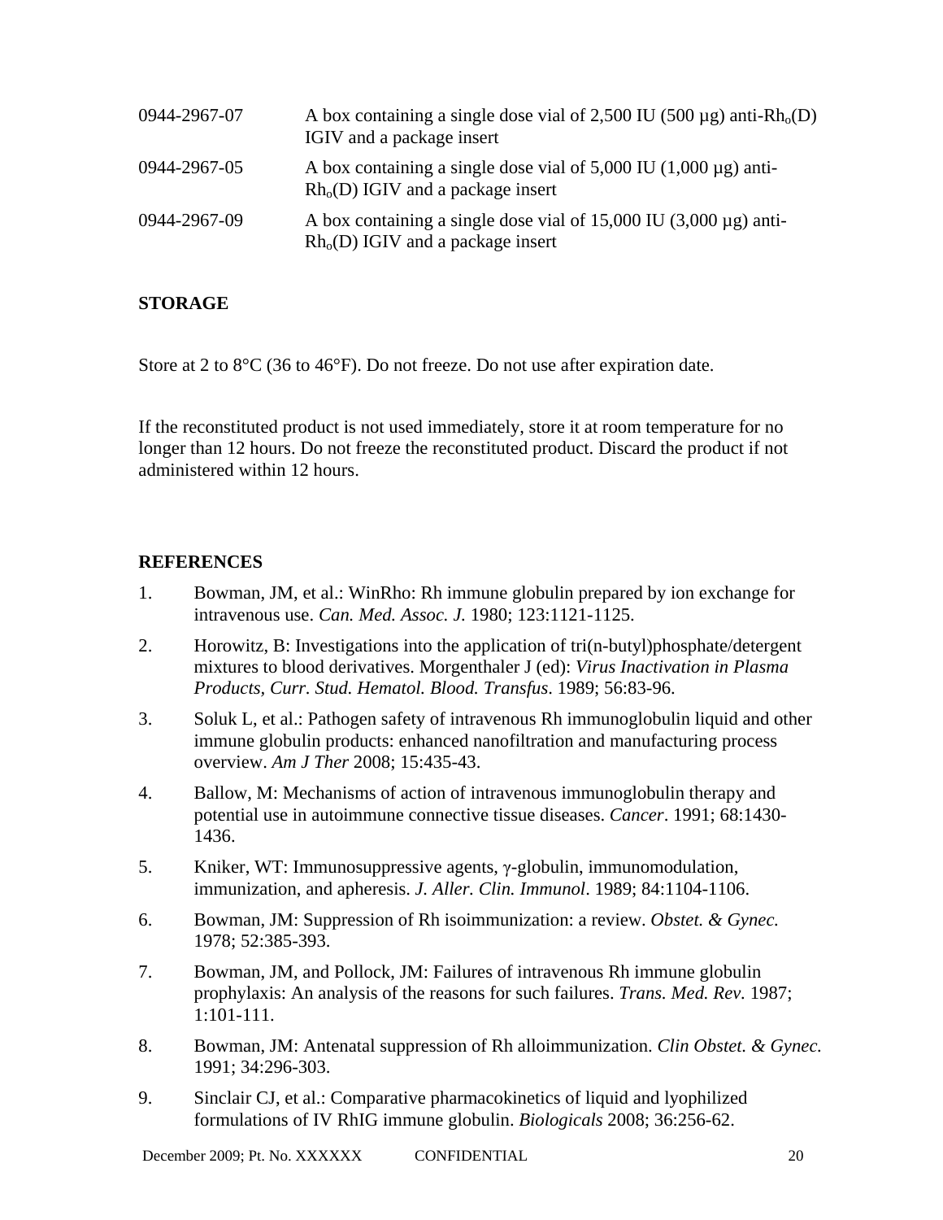| | |
|---|---|
| 0944-2967-07 | A box containing a single dose vial of 2,500 IU (500 µg) anti-$Rh_o$(D) IGIV and a package insert |
| 0944-2967-05 | A box containing a single dose vial of 5,000 IU (1,000 µg) anti-$Rh_o$(D) IGIV and a package insert |
| 0944-2967-09 | A box containing a single dose vial of 15,000 IU (3,000 µg) anti-$Rh_o$(D) IGIV and a package insert |

## STORAGE

Store at 2 to 8°C (36 to 46°F). Do not freeze. Do not use after expiration date.

If the reconstituted product is not used immediately, store it at room temperature for no longer than 12 hours. Do not freeze the reconstituted product. Discard the product if not administered within 12 hours.

## REFERENCES

1. Bowman, JM, et al.: WinRho: Rh immune globulin prepared by ion exchange for intravenous use. *Can. Med. Assoc. J.* 1980; 123:1121-1125.
2. Horowitz, B: Investigations into the application of tri(n-butyl)phosphate/detergent mixtures to blood derivatives. Morgenthaler J (ed): *Virus Inactivation in Plasma Products, Curr. Stud. Hematol. Blood. Transfus*. 1989; 56:83-96.
3. Soluk L, et al.: Pathogen safety of intravenous Rh immunoglobulin liquid and other immune globulin products: enhanced nanofiltration and manufacturing process overview. *Am J Ther* 2008; 15:435-43.
4. Ballow, M: Mechanisms of action of intravenous immunoglobulin therapy and potential use in autoimmune connective tissue diseases. *Cancer*. 1991; 68:1430-1436.
5. Kniker, WT: Immunosuppressive agents, γ-globulin, immunomodulation, immunization, and apheresis. *J. Aller. Clin. Immunol*. 1989; 84:1104-1106.
6. Bowman, JM: Suppression of Rh isoimmunization: a review. *Obstet. & Gynec.* 1978; 52:385-393.
7. Bowman, JM, and Pollock, JM: Failures of intravenous Rh immune globulin prophylaxis: An analysis of the reasons for such failures. *Trans. Med. Rev.* 1987; 1:101-111.
8. Bowman, JM: Antenatal suppression of Rh alloimmunization. *Clin Obstet. & Gynec.* 1991; 34:296-303.
9. Sinclair CJ, et al.: Comparative pharmacokinetics of liquid and lyophilized formulations of IV RhIG immune globulin. *Biologicals* 2008; 36:256-62.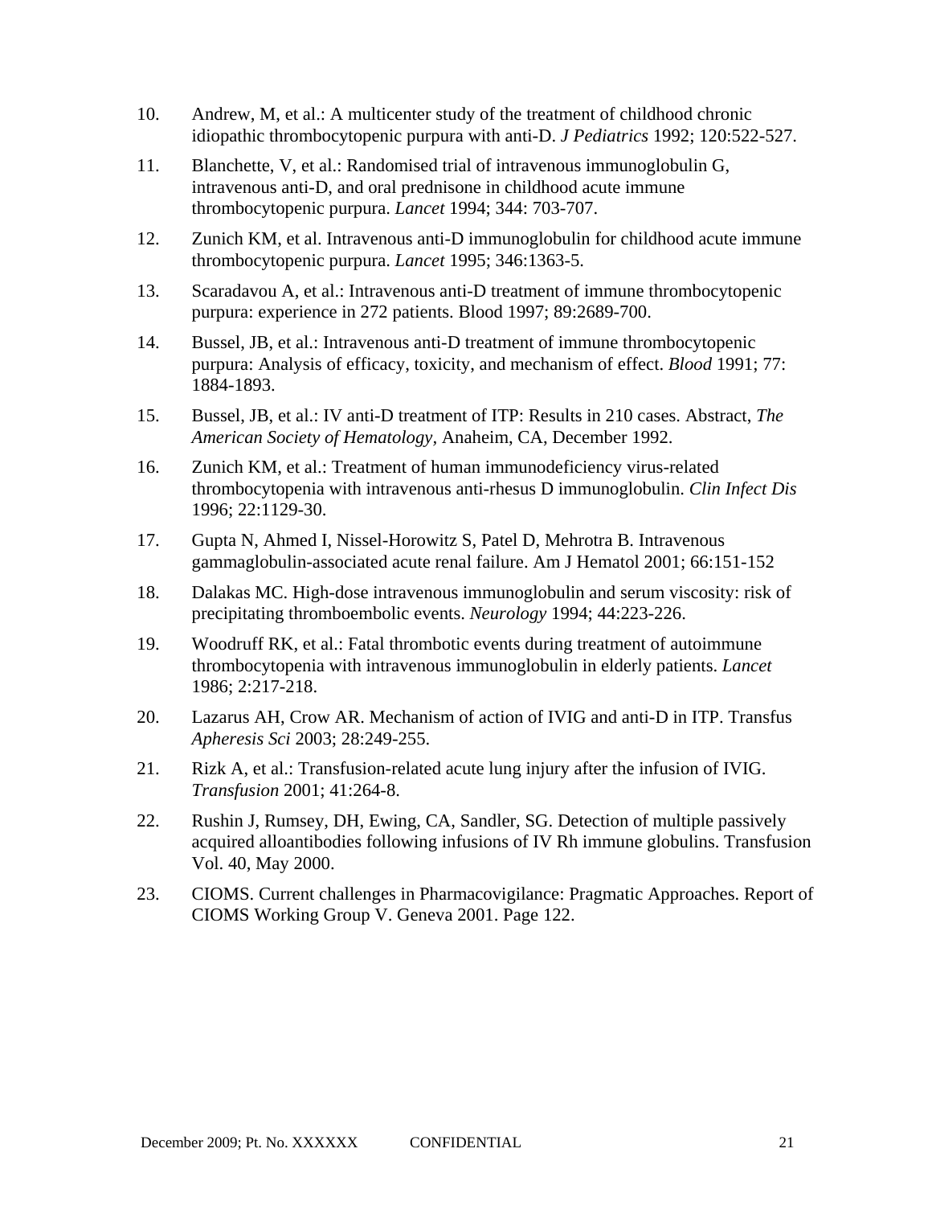10. Andrew, M, et al.: A multicenter study of the treatment of childhood chronic idiopathic thrombocytopenic purpura with anti-D. *J Pediatrics* 1992; 120:522-527.

11. Blanchette, V, et al.: Randomised trial of intravenous immunoglobulin G, intravenous anti-D, and oral prednisone in childhood acute immune thrombocytopenic purpura. *Lancet* 1994; 344: 703-707.

12. Zunich KM, et al. Intravenous anti-D immunoglobulin for childhood acute immune thrombocytopenic purpura. *Lancet* 1995; 346:1363-5.

13. Scaradavou A, et al.: Intravenous anti-D treatment of immune thrombocytopenic purpura: experience in 272 patients. Blood 1997; 89:2689-700.

14. Bussel, JB, et al.: Intravenous anti-D treatment of immune thrombocytopenic purpura: Analysis of efficacy, toxicity, and mechanism of effect. *Blood* 1991; 77: 1884-1893.

15. Bussel, JB, et al.: IV anti-D treatment of ITP: Results in 210 cases. Abstract, *The American Society of Hematology*, Anaheim, CA, December 1992.

16. Zunich KM, et al.: Treatment of human immunodeficiency virus-related thrombocytopenia with intravenous anti-rhesus D immunoglobulin. *Clin Infect Dis* 1996; 22:1129-30.

17. Gupta N, Ahmed I, Nissel-Horowitz S, Patel D, Mehrotra B. Intravenous gammaglobulin-associated acute renal failure. Am J Hematol 2001; 66:151-152

18. Dalakas MC. High-dose intravenous immunoglobulin and serum viscosity: risk of precipitating thromboembolic events. *Neurology* 1994; 44:223-226.

19. Woodruff RK, et al.: Fatal thrombotic events during treatment of autoimmune thrombocytopenia with intravenous immunoglobulin in elderly patients. *Lancet* 1986; 2:217-218.

20. Lazarus AH, Crow AR. Mechanism of action of IVIG and anti-D in ITP. Transfus *Apheresis Sci* 2003; 28:249-255.

21. Rizk A, et al.: Transfusion-related acute lung injury after the infusion of IVIG. *Transfusion* 2001; 41:264-8.

22. Rushin J, Rumsey, DH, Ewing, CA, Sandler, SG. Detection of multiple passively acquired alloantibodies following infusions of IV Rh immune globulins. Transfusion Vol. 40, May 2000.

23. CIOMS. Current challenges in Pharmacovigilance: Pragmatic Approaches. Report of CIOMS Working Group V. Geneva 2001. Page 122.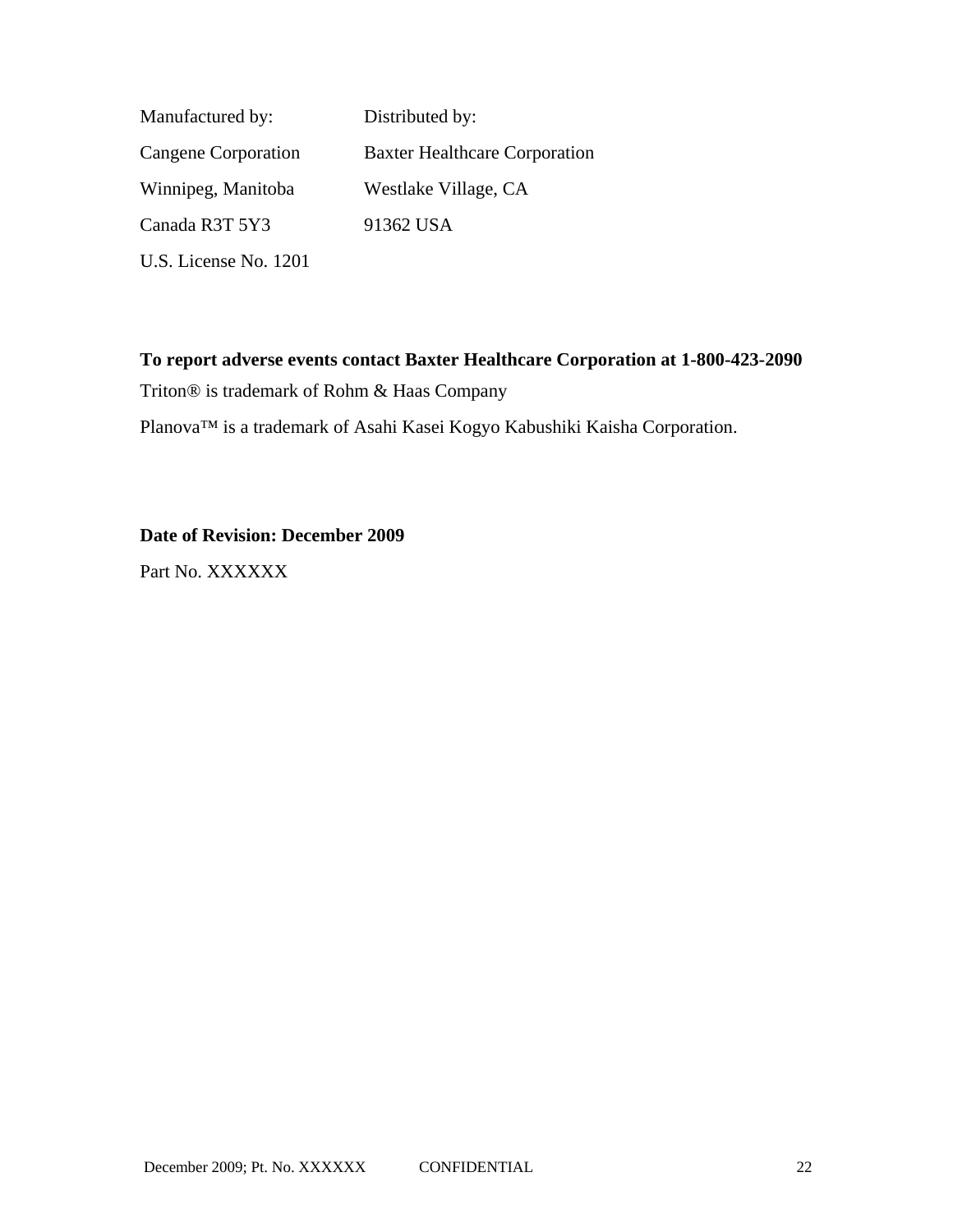| Manufactured by: | Distributed by: |
| --- | --- |
| Cangene Corporation | Baxter Healthcare Corporation |
| Winnipeg, Manitoba | Westlake Village, CA |
| Canada R3T 5Y3 | 91362 USA |
| U.S. License No. 1201 | |

**To report adverse events contact Baxter Healthcare Corporation at 1-800-423-2090**

Triton® is trademark of Rohm & Haas Company

Planova™ is a trademark of Asahi Kasei Kogyo Kabushiki Kaisha Corporation.

**Date of Revision: December 2009**

Part No. XXXXXX